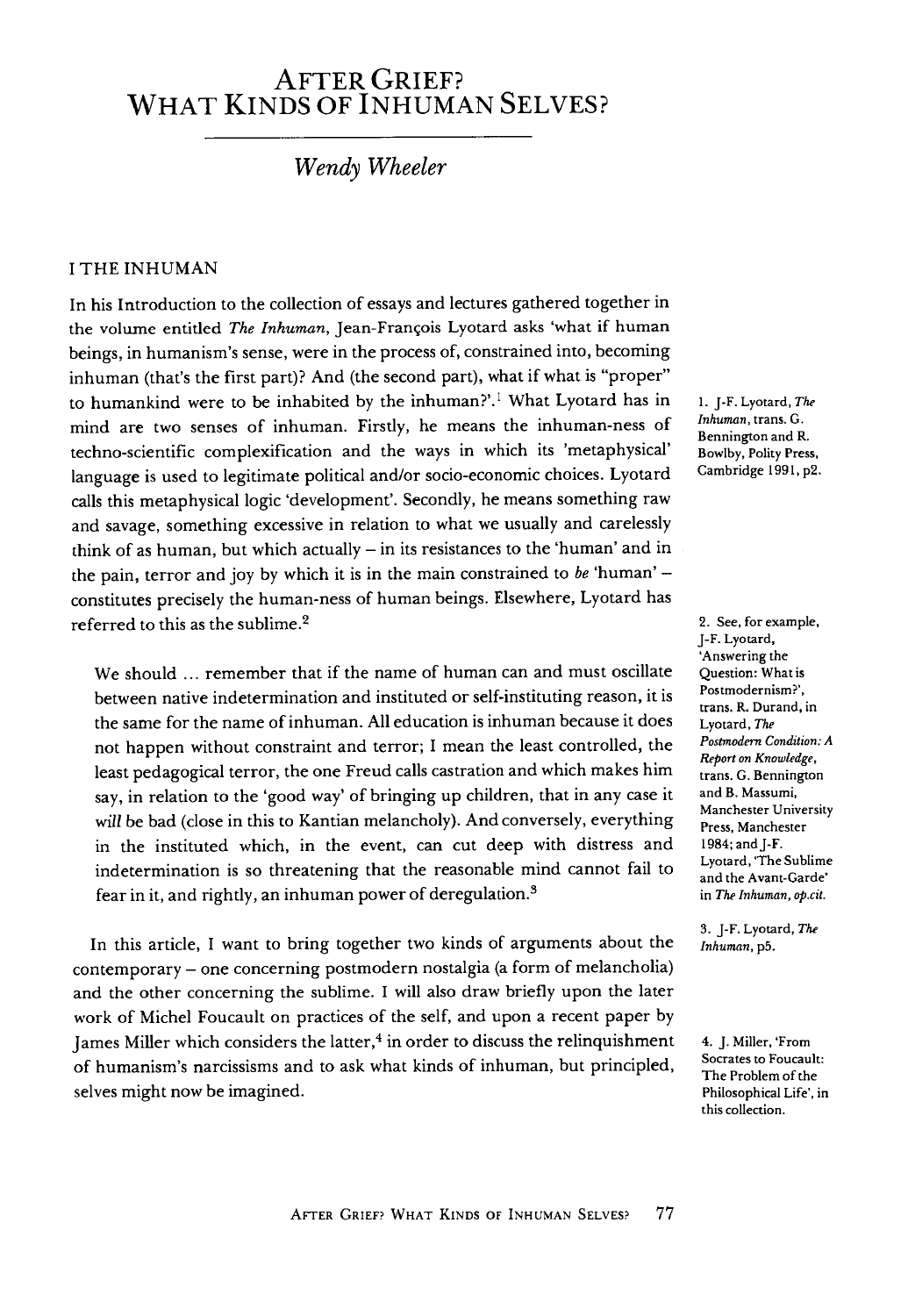# AFTER GRIEF? WHAT KINDS OF INHUMAN SELVES?

*Wendy Wheeler*

## I THE INHUMAN

In his Introduction to the collection of essays and lectures gathered together in the volume entitled *The Inhuman*, Jean-François Lyotard asks 'what if human beings, in humanism's sense, were in the process of, constrained into, becoming inhuman (that's the first part)? And (the second part), what if what is "proper" to humankind were to be inhabited by the inhuman?'.[1] What Lyotard has in mind are two senses of inhuman. Firstly, he means the inhuman-ness of techno-scientific complexification and the ways in which its 'metaphysical' language is used to legitimate political and/or socio-economic choices. Lyotard calls this metaphysical logic 'development'. Secondly, he means something raw and savage, something excessive in relation to what we usually and carelessly think of as human, but which actually – in its resistances to the 'human' and in the pain, terror and joy by which it is in the main constrained to *be* 'human' – constitutes precisely the human-ness of human beings. Elsewhere, Lyotard has referred to this as the sublime.[2]

> We should ... remember that if the name of human can and must oscillate between native indetermination and instituted or self-instituting reason, it is the same for the name of inhuman. All education is inhuman because it does not happen without constraint and terror; I mean the least controlled, the least pedagogical terror, the one Freud calls castration and which makes him say, in relation to the 'good way' of bringing up children, that in any case it *will* be bad (close in this to Kantian melancholy). And conversely, everything in the instituted which, in the event, can cut deep with distress and indetermination is so threatening that the reasonable mind cannot fail to fear in it, and rightly, an inhuman power of deregulation.[3]

In this article, I want to bring together two kinds of arguments about the contemporary – one concerning postmodern nostalgia (a form of melancholia) and the other concerning the sublime. I will also draw briefly upon the later work of Michel Foucault on practices of the self, and upon a recent paper by James Miller which considers the latter,[4] in order to discuss the relinquishment of humanism's narcissisms and to ask what kinds of inhuman, but principled, selves might now be imagined.

---

1. J-F. Lyotard, *The Inhuman*, trans. G. Bennington and R. Bowlby, Polity Press, Cambridge 1991, p2.

2. See, for example, J-F. Lyotard, 'Answering the Question: What is Postmodernism?', trans. R. Durand, in Lyotard, *The Postmodern Condition: A Report on Knowledge*, trans. G. Bennington and B. Massumi, Manchester University Press, Manchester 1984; and J-F. Lyotard, 'The Sublime and the Avant-Garde' in *The Inhuman*, *op.cit.*

3. J-F. Lyotard, *The Inhuman*, p5.

4. J. Miller, 'From Socrates to Foucault: The Problem of the Philosophical Life', in this collection.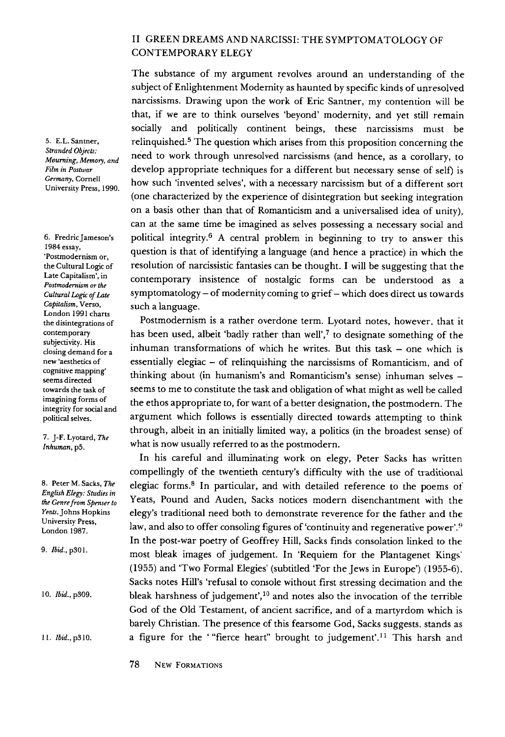## II GREEN DREAMS AND NARCISSI: THE SYMPTOMATOLOGY OF CONTEMPORARY ELEGY

The substance of my argument revolves around an understanding of the subject of Enlightenment Modernity as haunted by specific kinds of unresolved narcissisms. Drawing upon the work of Eric Santner, my contention will be that, if we are to think ourselves 'beyond' modernity, and yet still remain socially and politically continent beings, these narcissisms must be relinquished.[5] The question which arises from this proposition concerning the need to work through unresolved narcissisms (and hence, as a corollary, to develop appropriate techniques for a different but necessary sense of self) is how such 'invented selves', with a necessary narcissism but of a different sort (one characterized by the experience of disintegration but seeking integration on a basis other than that of Romanticism and a universalised idea of unity), can at the same time be imagined as selves possessing a necessary social and political integrity.[6] A central problem in beginning to try to answer this question is that of identifying a language (and hence a practice) in which the resolution of narcissistic fantasies can be thought. I will be suggesting that the contemporary insistence of nostalgic forms can be understood as a symptomatology – of modernity coming to grief – which does direct us towards such a language.

Postmodernism is a rather overdone term. Lyotard notes, however, that it has been used, albeit 'badly rather than well',[7] to designate something of the inhuman transformations of which he writes. But this task – one which is essentially elegiac – of relinquishing the narcissisms of Romanticism, and of thinking about (in humanism's and Romanticism's sense) inhuman selves – seems to me to constitute the task and obligation of what might as well be called the ethos appropriate to, for want of a better designation, the postmodern. The argument which follows is essentially directed towards attempting to think through, albeit in an initially limited way, a politics (in the broadest sense) of what is now usually referred to as the postmodern.

In his careful and illuminating work on elegy, Peter Sacks has written compellingly of the twentieth century's difficulty with the use of traditional elegiac forms.[8] In particular, and with detailed reference to the poems of Yeats, Pound and Auden, Sacks notices modern disenchantment with the elegy's traditional need both to demonstrate reverence for the father and the law, and also to offer consoling figures of 'continuity and regenerative power'.[9] In the post-war poetry of Geoffrey Hill, Sacks finds consolation linked to the most bleak images of judgement. In 'Requiem for the Plantagenet Kings' (1955) and 'Two Formal Elegies' (subtitled 'For the Jews in Europe') (1955-6), Sacks notes Hill's 'refusal to console without first stressing decimation and the bleak harshness of judgement',[10] and notes also the invocation of the terrible God of the Old Testament, of ancient sacrifice, and of a martyrdom which is barely Christian. The presence of this fearsome God, Sacks suggests, stands as a figure for the '"fierce heart" brought to judgement'.[11] This harsh and

---

5. E.L. Santner, *Stranded Objects: Mourning, Memory, and Film in Postwar Germany*, Cornell University Press, 1990.

6. Fredric Jameson's 1984 essay, 'Postmodernism or, the Cultural Logic of Late Capitalism', in *Postmodernism or the Cultural Logic of Late Capitalism*, Verso, London 1991 charts the disintegrations of contemporary subjectivity. His closing demand for a new 'aesthetics of cognitive mapping' seems directed towards the task of imagining forms of integrity for social and political selves.

7. J-F. Lyotard, *The Inhuman*, p5.

8. Peter M. Sacks, *The English Elegy: Studies in the Genre from Spenser to Yeats*, Johns Hopkins University Press, London 1987.

9. *Ibid.*, p301.

10. *Ibid.*, p309.

11. *Ibid.*, p310.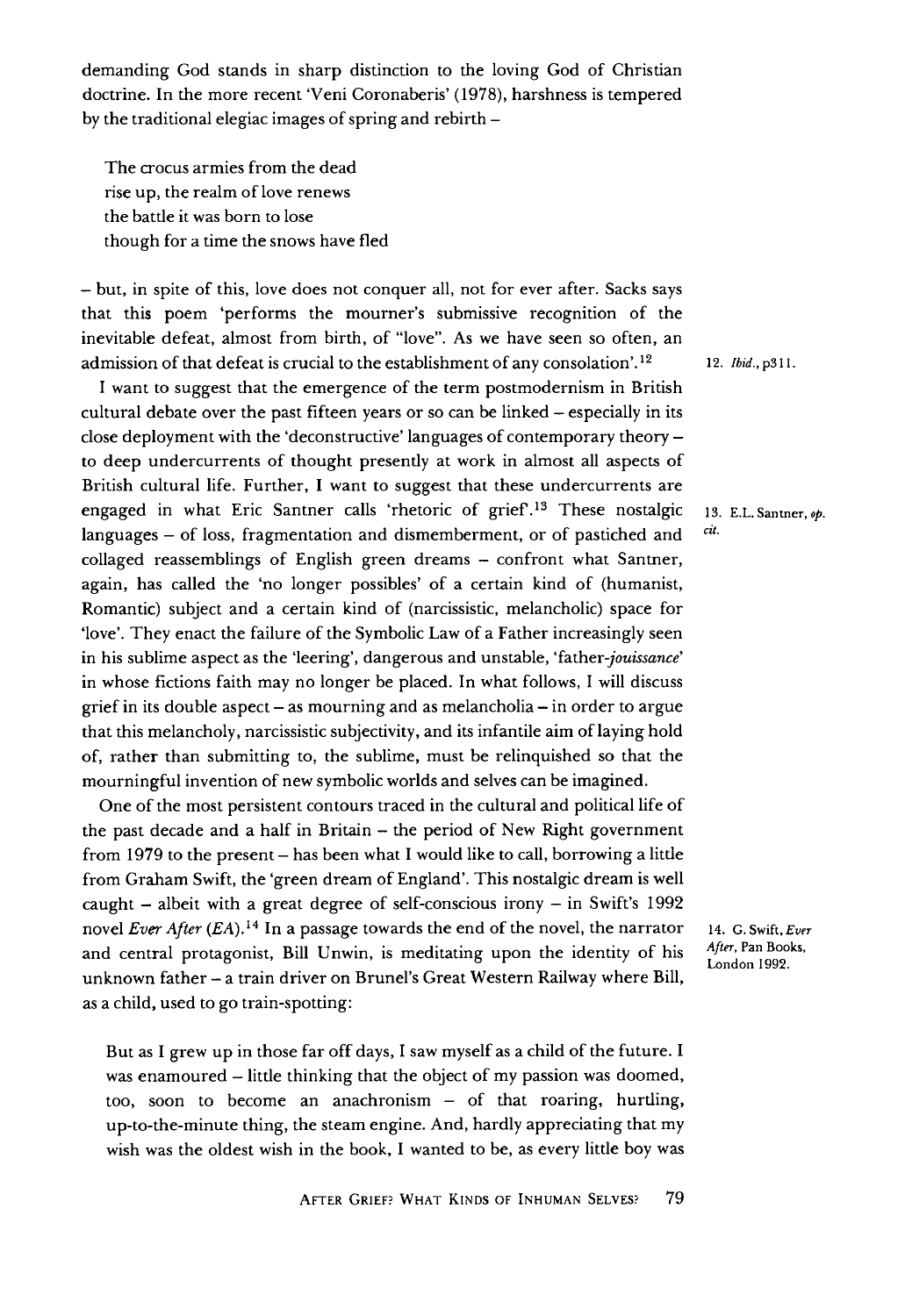demanding God stands in sharp distinction to the loving God of Christian doctrine. In the more recent 'Veni Coronaberis' (1978), harshness is tempered by the traditional elegiac images of spring and rebirth –

> The crocus armies from the dead
> rise up, the realm of love renews
> the battle it was born to lose
> though for a time the snows have fled

– but, in spite of this, love does not conquer all, not for ever after. Sacks says that this poem 'performs the mourner's submissive recognition of the inevitable defeat, almost from birth, of "love". As we have seen so often, an admission of that defeat is crucial to the establishment of any consolation'.[12]

I want to suggest that the emergence of the term postmodernism in British cultural debate over the past fifteen years or so can be linked – especially in its close deployment with the 'deconstructive' languages of contemporary theory – to deep undercurrents of thought presently at work in almost all aspects of British cultural life. Further, I want to suggest that these undercurrents are engaged in what Eric Santner calls 'rhetoric of grief'.[13] These nostalgic languages – of loss, fragmentation and dismemberment, or of pastiched and collaged reassemblings of English green dreams – confront what Santner, again, has called the 'no longer possibles' of a certain kind of (humanist, Romantic) subject and a certain kind of (narcissistic, melancholic) space for 'love'. They enact the failure of the Symbolic Law of a Father increasingly seen in his sublime aspect as the 'leering', dangerous and unstable, 'father-*jouissance*' in whose fictions faith may no longer be placed. In what follows, I will discuss grief in its double aspect – as mourning and as melancholia – in order to argue that this melancholy, narcissistic subjectivity, and its infantile aim of laying hold of, rather than submitting to, the sublime, must be relinquished so that the mourningful invention of new symbolic worlds and selves can be imagined.

One of the most persistent contours traced in the cultural and political life of the past decade and a half in Britain – the period of New Right government from 1979 to the present – has been what I would like to call, borrowing a little from Graham Swift, the 'green dream of England'. This nostalgic dream is well caught – albeit with a great degree of self-conscious irony – in Swift's 1992 novel *Ever After* (*EA*).[14] In a passage towards the end of the novel, the narrator and central protagonist, Bill Unwin, is meditating upon the identity of his unknown father – a train driver on Brunel's Great Western Railway where Bill, as a child, used to go train-spotting:

> But as I grew up in those far off days, I saw myself as a child of the future. I was enamoured – little thinking that the object of my passion was doomed, too, soon to become an anachronism – of that roaring, hurtling, up-to-the-minute thing, the steam engine. And, hardly appreciating that my wish was the oldest wish in the book, I wanted to be, as every little boy was

12. *Ibid.*, p311.

13. E.L. Santner, *op. cit.*

14. G. Swift, *Ever After*, Pan Books, London 1992.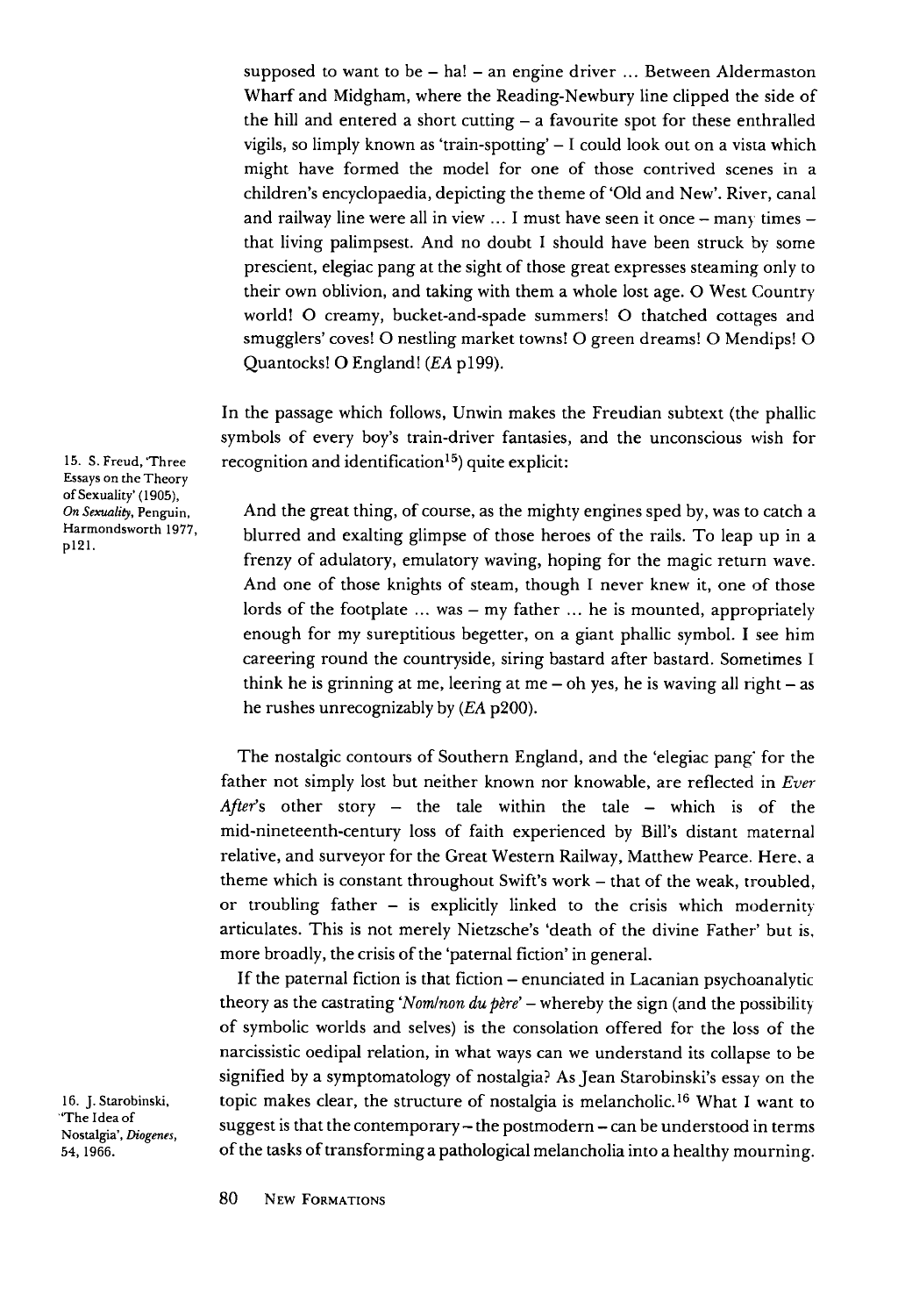> supposed to want to be – ha! – an engine driver ... Between Aldermaston Wharf and Midgham, where the Reading-Newbury line clipped the side of the hill and entered a short cutting – a favourite spot for these enthralled vigils, so limply known as 'train-spotting' – I could look out on a vista which might have formed the model for one of those contrived scenes in a children's encyclopaedia, depicting the theme of 'Old and New'. River, canal and railway line were all in view ... I must have seen it once – many times – that living palimpsest. And no doubt I should have been struck by some prescient, elegiac pang at the sight of those great expresses steaming only to their own oblivion, and taking with them a whole lost age. O West Country world! O creamy, bucket-and-spade summers! O thatched cottages and smugglers' coves! O nestling market towns! O green dreams! O Mendips! O Quantocks! O England! (*EA* p199).

In the passage which follows, Unwin makes the Freudian subtext (the phallic symbols of every boy's train-driver fantasies, and the unconscious wish for recognition and identification[15]) quite explicit:

> And the great thing, of course, as the mighty engines sped by, was to catch a blurred and exalting glimpse of those heroes of the rails. To leap up in a frenzy of adulatory, emulatory waving, hoping for the magic return wave. And one of those knights of steam, though I never knew it, one of those lords of the footplate ... was – my father ... he is mounted, appropriately enough for my surreptitious begetter, on a giant phallic symbol. I see him careering round the countryside, siring bastard after bastard. Sometimes I think he is grinning at me, leering at me – oh yes, he is waving all right – as he rushes unrecognizably by (*EA* p200).

The nostalgic contours of Southern England, and the 'elegiac pang' for the father not simply lost but neither known nor knowable, are reflected in *Ever After*'s other story – the tale within the tale – which is of the mid-nineteenth-century loss of faith experienced by Bill's distant maternal relative, and surveyor for the Great Western Railway, Matthew Pearce. Here, a theme which is constant throughout Swift's work – that of the weak, troubled, or troubling father – is explicitly linked to the crisis which modernity articulates. This is not merely Nietzsche's 'death of the divine Father' but is, more broadly, the crisis of the 'paternal fiction' in general.

If the paternal fiction is that fiction – enunciated in Lacanian psychoanalytic theory as the castrating '*Nom/non du père*' – whereby the sign (and the possibility of symbolic worlds and selves) is the consolation offered for the loss of the narcissistic oedipal relation, in what ways can we understand its collapse to be signified by a symptomatology of nostalgia? As Jean Starobinski's essay on the topic makes clear, the structure of nostalgia is melancholic.[16] What I want to suggest is that the contemporary – the postmodern – can be understood in terms of the tasks of transforming a pathological melancholia into a healthy mourning.

15. S. Freud, 'Three Essays on the Theory of Sexuality' (1905), *On Sexuality*, Penguin, Harmondsworth 1977, p121.

16. J. Starobinski, 'The Idea of Nostalgia', *Diogenes*, 54, 1966.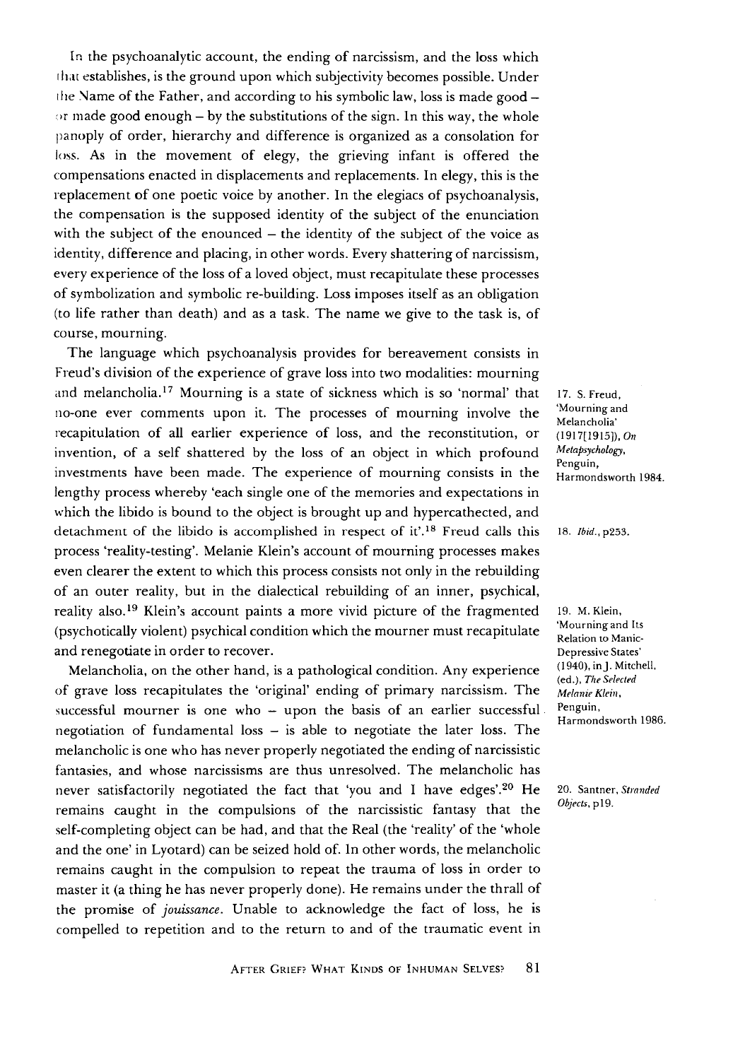In the psychoanalytic account, the ending of narcissism, and the loss which that establishes, is the ground upon which subjectivity becomes possible. Under the Name of the Father, and according to his symbolic law, loss is made good – or made good enough – by the substitutions of the sign. In this way, the whole panoply of order, hierarchy and difference is organized as a consolation for loss. As in the movement of elegy, the grieving infant is offered the compensations enacted in displacements and replacements. In elegy, this is the replacement of one poetic voice by another. In the elegiacs of psychoanalysis, the compensation is the supposed identity of the subject of the enunciation with the subject of the enounced – the identity of the subject of the voice as identity, difference and placing, in other words. Every shattering of narcissism, every experience of the loss of a loved object, must recapitulate these processes of symbolization and symbolic re-building. Loss imposes itself as an obligation (to life rather than death) and as a task. The name we give to the task is, of course, mourning.

The language which psychoanalysis provides for bereavement consists in Freud's division of the experience of grave loss into two modalities: mourning and melancholia.[17] Mourning is a state of sickness which is so 'normal' that no-one ever comments upon it. The processes of mourning involve the recapitulation of all earlier experience of loss, and the reconstitution, or invention, of a self shattered by the loss of an object in which profound investments have been made. The experience of mourning consists in the lengthy process whereby 'each single one of the memories and expectations in which the libido is bound to the object is brought up and hypercathected, and detachment of the libido is accomplished in respect of it'.[18] Freud calls this process 'reality-testing'. Melanie Klein's account of mourning processes makes even clearer the extent to which this process consists not only in the rebuilding of an outer reality, but in the dialectical rebuilding of an inner, psychical, reality also.[19] Klein's account paints a more vivid picture of the fragmented (psychotically violent) psychical condition which the mourner must recapitulate and renegotiate in order to recover.

Melancholia, on the other hand, is a pathological condition. Any experience of grave loss recapitulates the 'original' ending of primary narcissism. The successful mourner is one who – upon the basis of an earlier successful negotiation of fundamental loss – is able to negotiate the later loss. The melancholic is one who has never properly negotiated the ending of narcissistic fantasies, and whose narcissisms are thus unresolved. The melancholic has never satisfactorily negotiated the fact that 'you and I have edges'.[20] He remains caught in the compulsions of the narcissistic fantasy that the self-completing object can be had, and that the Real (the 'reality' of the 'whole and the one' in Lyotard) can be seized hold of. In other words, the melancholic remains caught in the compulsion to repeat the trauma of loss in order to master it (a thing he has never properly done). He remains under the thrall of the promise of *jouissance*. Unable to acknowledge the fact of loss, he is compelled to repetition and to the return to and of the traumatic event in

17. S. Freud, 'Mourning and Melancholia' (1917[1915]), *On Metapsychology*, Penguin, Harmondsworth 1984.

18. *Ibid.*, p253.

19. M. Klein, 'Mourning and Its Relation to Manic-Depressive States' (1940), in J. Mitchell, (ed.), *The Selected Melanie Klein*, Penguin, Harmondsworth 1986.

20. Santner, *Stranded Objects*, p19.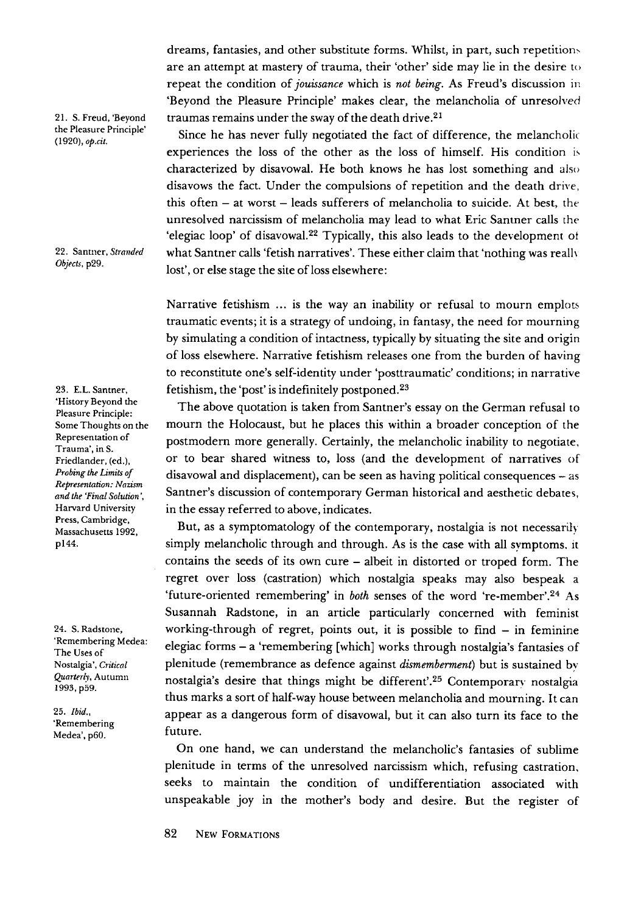dreams, fantasies, and other substitute forms. Whilst, in part, such repetitions are an attempt at mastery of trauma, their 'other' side may lie in the desire to repeat the condition of *jouissance* which is *not being*. As Freud's discussion in 'Beyond the Pleasure Principle' makes clear, the melancholia of unresolved traumas remains under the sway of the death drive.[21]

Since he has never fully negotiated the fact of difference, the melancholic experiences the loss of the other as the loss of himself. His condition is characterized by disavowal. He both knows he has lost something and also disavows the fact. Under the compulsions of repetition and the death drive, this often – at worst – leads sufferers of melancholia to suicide. At best, the unresolved narcissism of melancholia may lead to what Eric Santner calls the 'elegiac loop' of disavowal.[22] Typically, this also leads to the development of what Santner calls 'fetish narratives'. These either claim that 'nothing was really lost', or else stage the site of loss elsewhere:

> Narrative fetishism ... is the way an inability or refusal to mourn emplots traumatic events; it is a strategy of undoing, in fantasy, the need for mourning by simulating a condition of intactness, typically by situating the site and origin of loss elsewhere. Narrative fetishism releases one from the burden of having to reconstitute one's self-identity under 'posttraumatic' conditions; in narrative fetishism, the 'post' is indefinitely postponed.[23]

The above quotation is taken from Santner's essay on the German refusal to mourn the Holocaust, but he places this within a broader conception of the postmodern more generally. Certainly, the melancholic inability to negotiate, or to bear shared witness to, loss (and the development of narratives of disavowal and displacement), can be seen as having political consequences – as Santner's discussion of contemporary German historical and aesthetic debates, in the essay referred to above, indicates.

But, as a symptomatology of the contemporary, nostalgia is not necessarily simply melancholic through and through. As is the case with all symptoms, it contains the seeds of its own cure – albeit in distorted or troped form. The regret over loss (castration) which nostalgia speaks may also bespeak a 'future-oriented remembering' in *both* senses of the word 're-member'.[24] As Susannah Radstone, in an article particularly concerned with feminist working-through of regret, points out, it is possible to find – in feminine elegiac forms – a 'remembering [which] works through nostalgia's fantasies of plenitude (remembrance as defence against *dismemberment*) but is sustained by nostalgia's desire that things might be different'.[25] Contemporary nostalgia thus marks a sort of half-way house between melancholia and mourning. It can appear as a dangerous form of disavowal, but it can also turn its face to the future.

On one hand, we can understand the melancholic's fantasies of sublime plenitude in terms of the unresolved narcissism which, refusing castration, seeks to maintain the condition of undifferentiation associated with unspeakable joy in the mother's body and desire. But the register of

21. S. Freud, 'Beyond the Pleasure Principle' (1920), *op.cit.*

22. Santner, *Stranded Objects*, p29.

23. E.L. Santner, 'History Beyond the Pleasure Principle: Some Thoughts on the Representation of Trauma', in S. Friedlander, (ed.), *Probing the Limits of Representation: Nazism and the 'Final Solution'*, Harvard University Press, Cambridge, Massachusetts 1992, p144.

24. S. Radstone, 'Remembering Medea: The Uses of Nostalgia', *Critical Quarterly*, Autumn 1993, p59.

25. *Ibid.*, 'Remembering Medea', p60.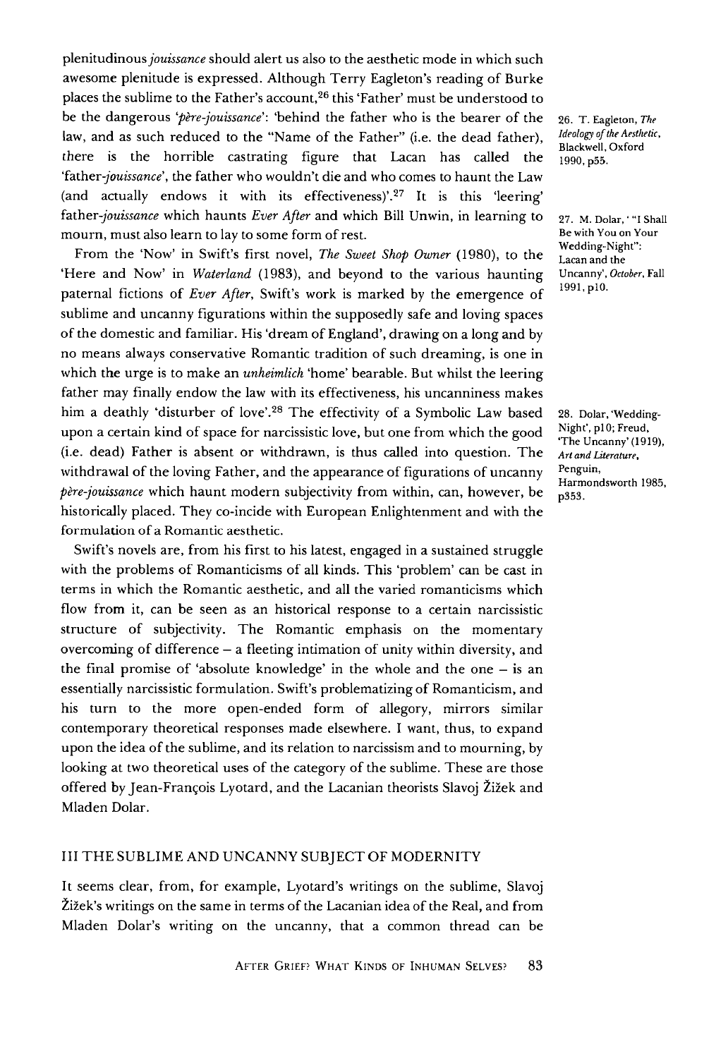plenitudinous *jouissance* should alert us also to the aesthetic mode in which such awesome plenitude is expressed. Although Terry Eagleton's reading of Burke places the sublime to the Father's account,[26] this 'Father' must be understood to be the dangerous '*père-jouissance*': 'behind the father who is the bearer of the law, and as such reduced to the "Name of the Father" (i.e. the dead father), there is the horrible castrating figure that Lacan has called the 'father-*jouissance*', the father who wouldn't die and who comes to haunt the Law (and actually endows it with its effectiveness)'.[27] It is this 'leering' father-*jouissance* which haunts *Ever After* and which Bill Unwin, in learning to mourn, must also learn to lay to some form of rest.

From the 'Now' in Swift's first novel, *The Sweet Shop Owner* (1980), to the 'Here and Now' in *Waterland* (1983), and beyond to the various haunting paternal fictions of *Ever After*, Swift's work is marked by the emergence of sublime and uncanny figurations within the supposedly safe and loving spaces of the domestic and familiar. His 'dream of England', drawing on a long and by no means always conservative Romantic tradition of such dreaming, is one in which the urge is to make an *unheimlich* 'home' bearable. But whilst the leering father may finally endow the law with its effectiveness, his uncanniness makes him a deathly 'disturber of love'.[28] The effectivity of a Symbolic Law based upon a certain kind of space for narcissistic love, but one from which the good (i.e. dead) Father is absent or withdrawn, is thus called into question. The withdrawal of the loving Father, and the appearance of figurations of uncanny *père-jouissance* which haunt modern subjectivity from within, can, however, be historically placed. They co-incide with European Enlightenment and with the formulation of a Romantic aesthetic.

Swift's novels are, from his first to his latest, engaged in a sustained struggle with the problems of Romanticisms of all kinds. This 'problem' can be cast in terms in which the Romantic aesthetic, and all the varied romanticisms which flow from it, can be seen as an historical response to a certain narcissistic structure of subjectivity. The Romantic emphasis on the momentary overcoming of difference – a fleeting intimation of unity within diversity, and the final promise of 'absolute knowledge' in the whole and the one – is an essentially narcissistic formulation. Swift's problematizing of Romanticism, and his turn to the more open-ended form of allegory, mirrors similar contemporary theoretical responses made elsewhere. I want, thus, to expand upon the idea of the sublime, and its relation to narcissism and to mourning, by looking at two theoretical uses of the category of the sublime. These are those offered by Jean-François Lyotard, and the Lacanian theorists Slavoj Žižek and Mladen Dolar.

## III THE SUBLIME AND UNCANNY SUBJECT OF MODERNITY

It seems clear, from, for example, Lyotard's writings on the sublime, Slavoj Žižek's writings on the same in terms of the Lacanian idea of the Real, and from Mladen Dolar's writing on the uncanny, that a common thread can be

26. T. Eagleton, *The Ideology of the Aesthetic*, Blackwell, Oxford 1990, p55.

27. M. Dolar, ' "I Shall Be with You on Your Wedding-Night": Lacan and the Uncanny', *October*, Fall 1991, p10.

28. Dolar, 'Wedding-Night', p10; Freud, 'The Uncanny' (1919), *Art and Literature*, Penguin, Harmondsworth 1985, p353.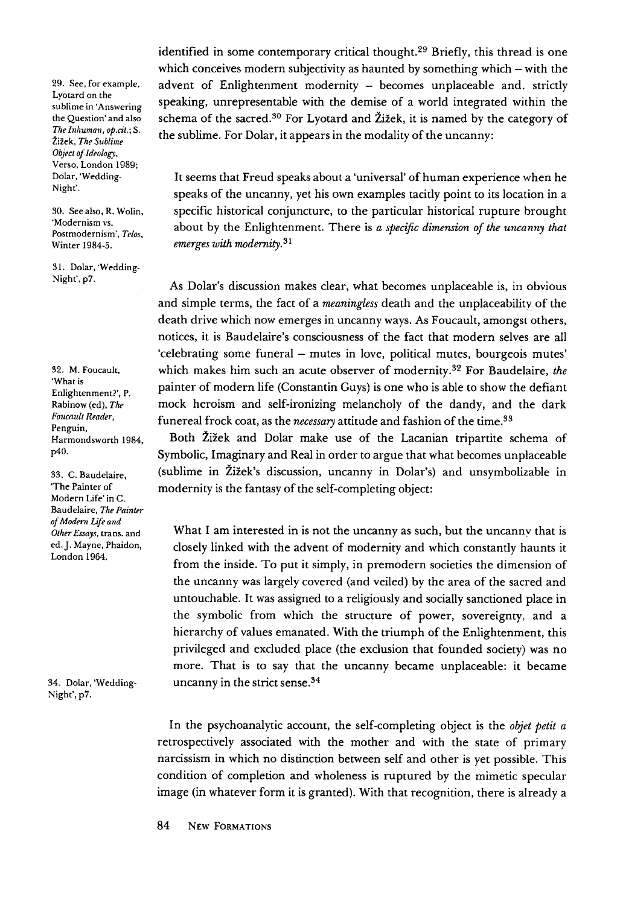identified in some contemporary critical thought.[29] Briefly, this thread is one which conceives modern subjectivity as haunted by something which – with the advent of Enlightenment modernity – becomes unplaceable and, strictly speaking, unrepresentable with the demise of a world integrated within the schema of the sacred.[30] For Lyotard and Žižek, it is named by the category of the sublime. For Dolar, it appears in the modality of the uncanny:

> It seems that Freud speaks about a 'universal' of human experience when he speaks of the uncanny, yet his own examples tacitly point to its location in a specific historical conjuncture, to the particular historical rupture brought about by the Enlightenment. There is *a specific dimension of the uncanny that emerges with modernity.*[31]

As Dolar's discussion makes clear, what becomes unplaceable is, in obvious and simple terms, the fact of a *meaningless* death and the unplaceability of the death drive which now emerges in uncanny ways. As Foucault, amongst others, notices, it is Baudelaire's consciousness of the fact that modern selves are all 'celebrating some funeral – mutes in love, political mutes, bourgeois mutes' which makes him such an acute observer of modernity.[32] For Baudelaire, *the* painter of modern life (Constantin Guys) is one who is able to show the defiant mock heroism and self-ironizing melancholy of the dandy, and the dark funereal frock coat, as the *necessary* attitude and fashion of the time.[33]

Both Žižek and Dolar make use of the Lacanian tripartite schema of Symbolic, Imaginary and Real in order to argue that what becomes unplaceable (sublime in Žižek's discussion, uncanny in Dolar's) and unsymbolizable in modernity is the fantasy of the self-completing object:

> What I am interested in is not the uncanny as such, but the uncanny that is closely linked with the advent of modernity and which constantly haunts it from the inside. To put it simply, in premodern societies the dimension of the uncanny was largely covered (and veiled) by the area of the sacred and untouchable. It was assigned to a religiously and socially sanctioned place in the symbolic from which the structure of power, sovereignty, and a hierarchy of values emanated. With the triumph of the Enlightenment, this privileged and excluded place (the exclusion that founded society) was no more. That is to say that the uncanny became unplaceable: it became uncanny in the strict sense.[34]

In the psychoanalytic account, the self-completing object is the *objet petit a* retrospectively associated with the mother and with the state of primary narcissism in which no distinction between self and other is yet possible. This condition of completion and wholeness is ruptured by the mimetic specular image (in whatever form it is granted). With that recognition, there is already a

---

29. See, for example, Lyotard on the sublime in 'Answering the Question' and also *The Inhuman*, *op.cit.*; S. Žižek, *The Sublime Object of Ideology*, Verso, London 1989; Dolar, 'Wedding-Night'.

30. See also, R. Wolin, 'Modernism vs. Postmodernism', *Telos*, Winter 1984-5.

31. Dolar, 'Wedding-Night', p7.

32. M. Foucault, 'What is Enlightenment?', P. Rabinow (ed), *The Foucault Reader*, Penguin, Harmondsworth 1984, p40.

33. C. Baudelaire, 'The Painter of Modern Life' in C. Baudelaire, *The Painter of Modern Life and Other Essays*, trans. and ed. J. Mayne, Phaidon, London 1964.

34. Dolar, 'Wedding-Night', p7.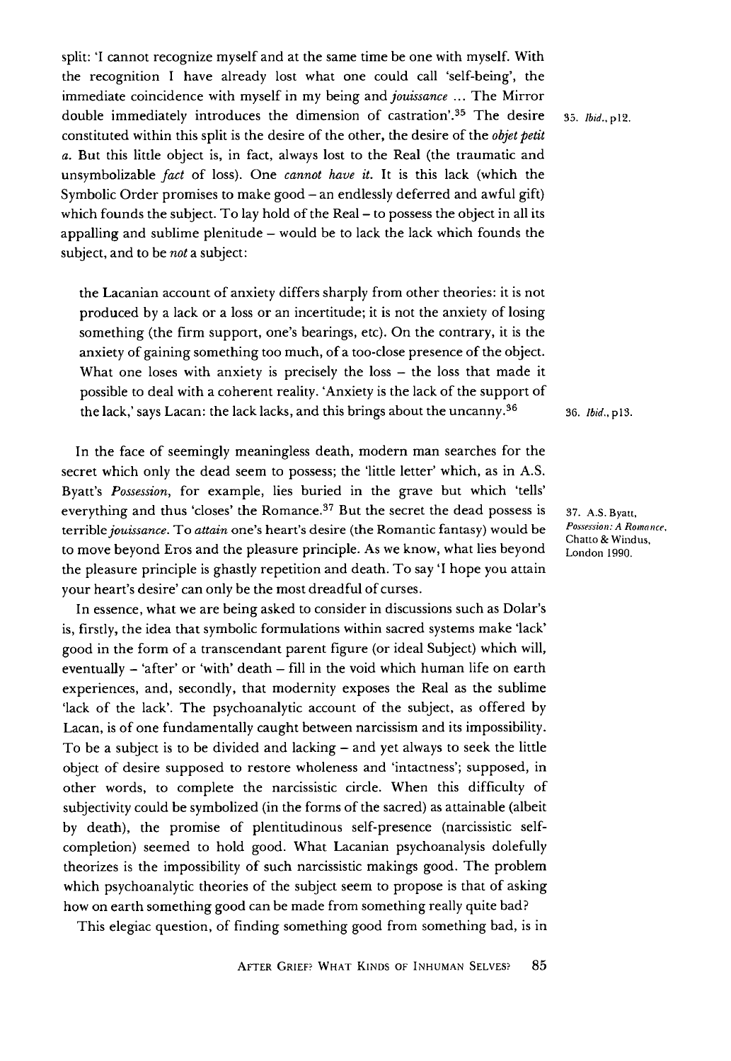split: 'I cannot recognize myself and at the same time be one with myself. With the recognition I have already lost what one could call 'self-being', the immediate coincidence with myself in my being and *jouissance* ... The Mirror double immediately introduces the dimension of castration'.[35] The desire constituted within this split is the desire of the other, the desire of the *objet petit a*. But this little object is, in fact, always lost to the Real (the traumatic and unsymbolizable *fact* of loss). One *cannot have it*. It is this lack (which the Symbolic Order promises to make good – an endlessly deferred and awful gift) which founds the subject. To lay hold of the Real – to possess the object in all its appalling and sublime plenitude – would be to lack the lack which founds the subject, and to be *not* a subject:

> the Lacanian account of anxiety differs sharply from other theories: it is not produced by a lack or a loss or an incertitude; it is not the anxiety of losing something (the firm support, one's bearings, etc). On the contrary, it is the anxiety of gaining something too much, of a too-close presence of the object. What one loses with anxiety is precisely the loss – the loss that made it possible to deal with a coherent reality. 'Anxiety is the lack of the support of the lack,' says Lacan: the lack lacks, and this brings about the uncanny.[36]

In the face of seemingly meaningless death, modern man searches for the secret which only the dead seem to possess; the 'little letter' which, as in A.S. Byatt's *Possession*, for example, lies buried in the grave but which 'tells' everything and thus 'closes' the Romance.[37] But the secret the dead possess is terrible *jouissance*. To *attain* one's heart's desire (the Romantic fantasy) would be to move beyond Eros and the pleasure principle. As we know, what lies beyond the pleasure principle is ghastly repetition and death. To say 'I hope you attain your heart's desire' can only be the most dreadful of curses.

In essence, what we are being asked to consider in discussions such as Dolar's is, firstly, the idea that symbolic formulations within sacred systems make 'lack' good in the form of a transcendant parent figure (or ideal Subject) which will, eventually – 'after' or 'with' death – fill in the void which human life on earth experiences, and, secondly, that modernity exposes the Real as the sublime 'lack of the lack'. The psychoanalytic account of the subject, as offered by Lacan, is of one fundamentally caught between narcissism and its impossibility. To be a subject is to be divided and lacking – and yet always to seek the little object of desire supposed to restore wholeness and 'intactness'; supposed, in other words, to complete the narcissistic circle. When this difficulty of subjectivity could be symbolized (in the forms of the sacred) as attainable (albeit by death), the promise of plentitudinous self-presence (narcissistic self-completion) seemed to hold good. What Lacanian psychoanalysis dolefully theorizes is the impossibility of such narcissistic makings good. The problem which psychoanalytic theories of the subject seem to propose is that of asking how on earth something good can be made from something really quite bad?

This elegiac question, of finding something good from something bad, is in

35. *Ibid.*, p12.

36. *Ibid.*, p13.

37. A.S. Byatt, *Possession: A Romance*, Chatto & Windus, London 1990.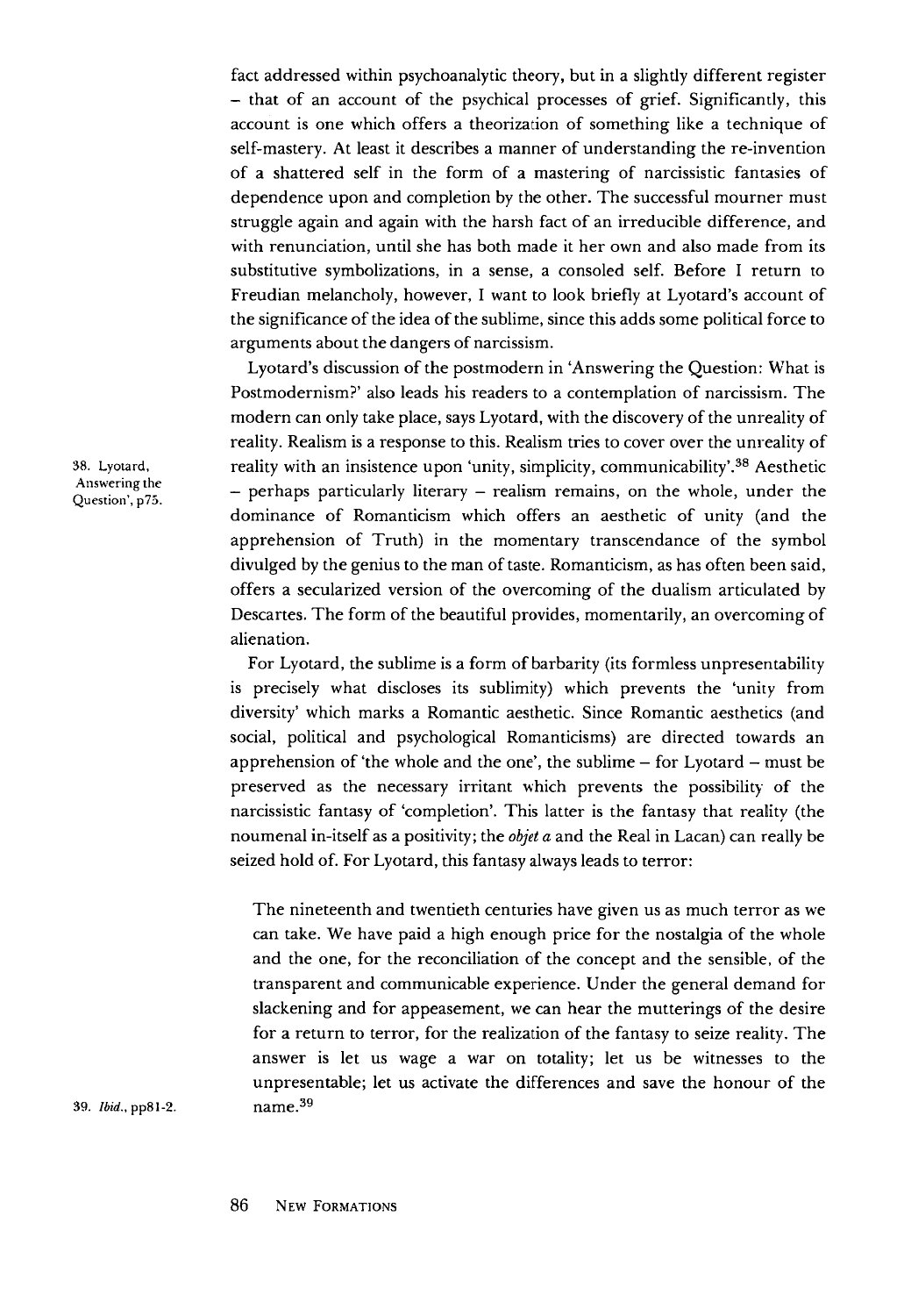fact addressed within psychoanalytic theory, but in a slightly different register – that of an account of the psychical processes of grief. Significantly, this account is one which offers a theorization of something like a technique of self-mastery. At least it describes a manner of understanding the re-invention of a shattered self in the form of a mastering of narcissistic fantasies of dependence upon and completion by the other. The successful mourner must struggle again and again with the harsh fact of an irreducible difference, and with renunciation, until she has both made it her own and also made from its substitutive symbolizations, in a sense, a consoled self. Before I return to Freudian melancholy, however, I want to look briefly at Lyotard's account of the significance of the idea of the sublime, since this adds some political force to arguments about the dangers of narcissism.

Lyotard's discussion of the postmodern in 'Answering the Question: What is Postmodernism?' also leads his readers to a contemplation of narcissism. The modern can only take place, says Lyotard, with the discovery of the unreality of reality. Realism is a response to this. Realism tries to cover over the unreality of reality with an insistence upon 'unity, simplicity, communicability'.[38] Aesthetic – perhaps particularly literary – realism remains, on the whole, under the dominance of Romanticism which offers an aesthetic of unity (and the apprehension of Truth) in the momentary transcendance of the symbol divulged by the genius to the man of taste. Romanticism, as has often been said, offers a secularized version of the overcoming of the dualism articulated by Descartes. The form of the beautiful provides, momentarily, an overcoming of alienation.

For Lyotard, the sublime is a form of barbarity (its formless unpresentability is precisely what discloses its sublimity) which prevents the 'unity from diversity' which marks a Romantic aesthetic. Since Romantic aesthetics (and social, political and psychological Romanticisms) are directed towards an apprehension of 'the whole and the one', the sublime – for Lyotard – must be preserved as the necessary irritant which prevents the possibility of the narcissistic fantasy of 'completion'. This latter is the fantasy that reality (the noumenal in-itself as a positivity; the *objet a* and the Real in Lacan) can really be seized hold of. For Lyotard, this fantasy always leads to terror:

> The nineteenth and twentieth centuries have given us as much terror as we can take. We have paid a high enough price for the nostalgia of the whole and the one, for the reconciliation of the concept and the sensible, of the transparent and communicable experience. Under the general demand for slackening and for appeasement, we can hear the mutterings of the desire for a return to terror, for the realization of the fantasy to seize reality. The answer is let us wage a war on totality; let us be witnesses to the unpresentable; let us activate the differences and save the honour of the name.[39]

38. Lyotard, 'Answering the Question', p75.

39. *Ibid.*, pp81-2.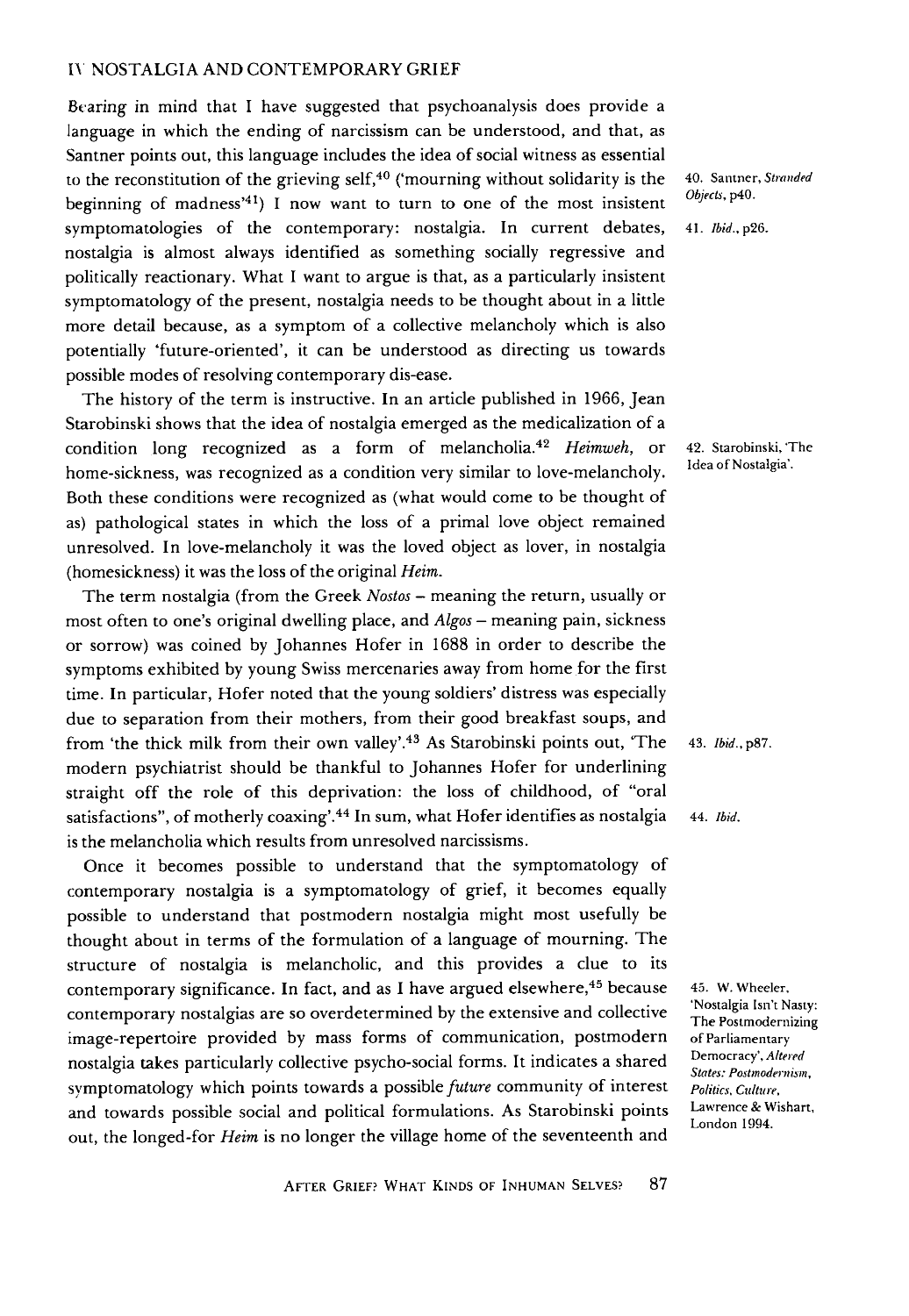## IV NOSTALGIA AND CONTEMPORARY GRIEF

Bearing in mind that I have suggested that psychoanalysis does provide a language in which the ending of narcissism can be understood, and that, as Santner points out, this language includes the idea of social witness as essential to the reconstitution of the grieving self,[40] ('mourning without solidarity is the beginning of madness'[41]) I now want to turn to one of the most insistent symptomatologies of the contemporary: nostalgia. In current debates, nostalgia is almost always identified as something socially regressive and politically reactionary. What I want to argue is that, as a particularly insistent symptomatology of the present, nostalgia needs to be thought about in a little more detail because, as a symptom of a collective melancholy which is also potentially 'future-oriented', it can be understood as directing us towards possible modes of resolving contemporary dis-ease.

The history of the term is instructive. In an article published in 1966, Jean Starobinski shows that the idea of nostalgia emerged as the medicalization of a condition long recognized as a form of melancholia.[42] *Heimweh*, or home-sickness, was recognized as a condition very similar to love-melancholy. Both these conditions were recognized as (what would come to be thought of as) pathological states in which the loss of a primal love object remained unresolved. In love-melancholy it was the loved object as lover, in nostalgia (homesickness) it was the loss of the original *Heim*.

The term nostalgia (from the Greek *Nostos* – meaning the return, usually or most often to one's original dwelling place, and *Algos* – meaning pain, sickness or sorrow) was coined by Johannes Hofer in 1688 in order to describe the symptoms exhibited by young Swiss mercenaries away from home for the first time. In particular, Hofer noted that the young soldiers' distress was especially due to separation from their mothers, from their good breakfast soups, and from 'the thick milk from their own valley'.[43] As Starobinski points out, 'The modern psychiatrist should be thankful to Johannes Hofer for underlining straight off the role of this deprivation: the loss of childhood, of "oral satisfactions", of motherly coaxing'.[44] In sum, what Hofer identifies as nostalgia is the melancholia which results from unresolved narcissisms.

Once it becomes possible to understand that the symptomatology of contemporary nostalgia is a symptomatology of grief, it becomes equally possible to understand that postmodern nostalgia might most usefully be thought about in terms of the formulation of a language of mourning. The structure of nostalgia is melancholic, and this provides a clue to its contemporary significance. In fact, and as I have argued elsewhere,[45] because contemporary nostalgias are so overdetermined by the extensive and collective image-repertoire provided by mass forms of communication, postmodern nostalgia takes particularly collective psycho-social forms. It indicates a shared symptomatology which points towards a possible *future* community of interest and towards possible social and political formulations. As Starobinski points out, the longed-for *Heim* is no longer the village home of the seventeenth and

40. Santner, *Stranded Objects*, p40.

41. *Ibid.*, p26.

42. Starobinski, 'The Idea of Nostalgia'.

43. *Ibid.*, p87.

44. *Ibid.*

45. W. Wheeler, 'Nostalgia Isn't Nasty: The Postmodernizing of Parliamentary Democracy', *Altered States: Postmodernism, Politics, Culture*, Lawrence & Wishart, London 1994.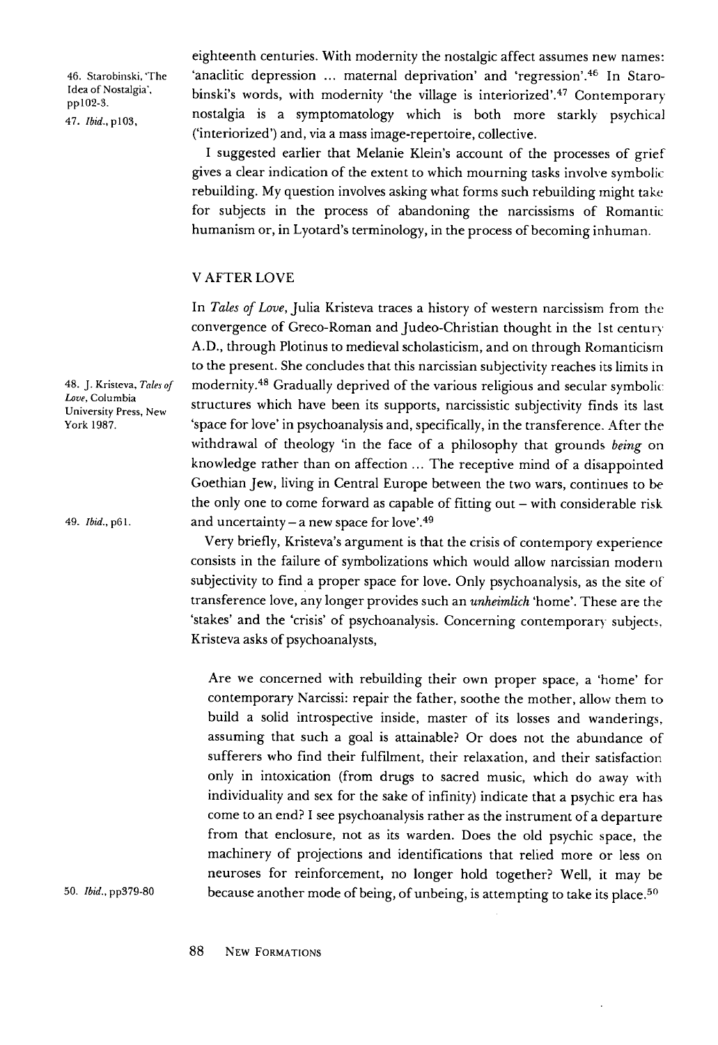eighteenth centuries. With modernity the nostalgic affect assumes new names: 'anaclitic depression ... maternal deprivation' and 'regression'.[46] In Starobinski's words, with modernity 'the village is interiorized'.[47] Contemporary nostalgia is a symptomatology which is both more starkly psychical ('interiorized') and, via a mass image-repertoire, collective.

46. Starobinski, 'The Idea of Nostalgia', pp102-3.

47. *Ibid.*, p103,

I suggested earlier that Melanie Klein's account of the processes of grief gives a clear indication of the extent to which mourning tasks involve symbolic rebuilding. My question involves asking what forms such rebuilding might take for subjects in the process of abandoning the narcissisms of Romantic humanism or, in Lyotard's terminology, in the process of becoming inhuman.

## V AFTER LOVE

In *Tales of Love*, Julia Kristeva traces a history of western narcissism from the convergence of Greco-Roman and Judeo-Christian thought in the 1st century A.D., through Plotinus to medieval scholasticism, and on through Romanticism to the present. She concludes that this narcissian subjectivity reaches its limits in modernity.[48] Gradually deprived of the various religious and secular symbolic structures which have been its supports, narcissistic subjectivity finds its last 'space for love' in psychoanalysis and, specifically, in the transference. After the withdrawal of theology 'in the face of a philosophy that grounds *being* on knowledge rather than on affection ... The receptive mind of a disappointed Goethian Jew, living in Central Europe between the two wars, continues to be the only one to come forward as capable of fitting out – with considerable risk and uncertainty – a new space for love'.[49]

48. J. Kristeva, *Tales of Love*, Columbia University Press, New York 1987.

49. *Ibid.*, p61.

Very briefly, Kristeva's argument is that the crisis of contempory experience consists in the failure of symbolizations which would allow narcissian modern subjectivity to find a proper space for love. Only psychoanalysis, as the site of transference love, any longer provides such an *unheimlich* 'home'. These are the 'stakes' and the 'crisis' of psychoanalysis. Concerning contemporary subjects, Kristeva asks of psychoanalysts,

> Are we concerned with rebuilding their own proper space, a 'home' for contemporary Narcissi: repair the father, soothe the mother, allow them to build a solid introspective inside, master of its losses and wanderings, assuming that such a goal is attainable? Or does not the abundance of sufferers who find their fulfilment, their relaxation, and their satisfaction only in intoxication (from drugs to sacred music, which do away with individuality and sex for the sake of infinity) indicate that a psychic era has come to an end? I see psychoanalysis rather as the instrument of a departure from that enclosure, not as its warden. Does the old psychic space, the machinery of projections and identifications that relied more or less on neuroses for reinforcement, no longer hold together? Well, it may be because another mode of being, of unbeing, is attempting to take its place.[50]

50. *Ibid.*, pp379-80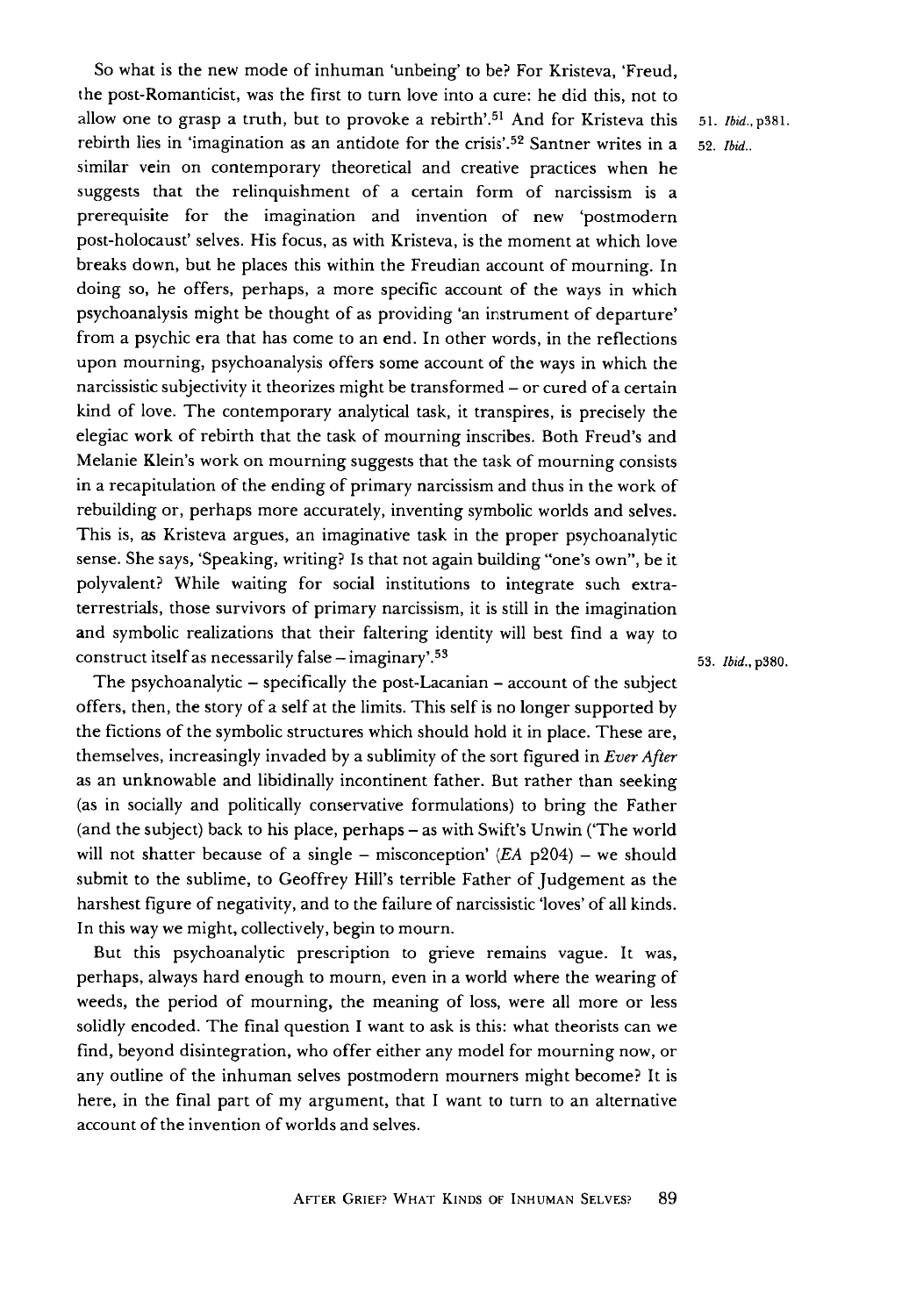So what is the new mode of inhuman 'unbeing' to be? For Kristeva, 'Freud, the post-Romanticist, was the first to turn love into a cure: he did this, not to allow one to grasp a truth, but to provoke a rebirth'.[51] And for Kristeva this rebirth lies in 'imagination as an antidote for the crisis'.[52] Santner writes in a similar vein on contemporary theoretical and creative practices when he suggests that the relinquishment of a certain form of narcissism is a prerequisite for the imagination and invention of new 'postmodern post-holocaust' selves. His focus, as with Kristeva, is the moment at which love breaks down, but he places this within the Freudian account of mourning. In doing so, he offers, perhaps, a more specific account of the ways in which psychoanalysis might be thought of as providing 'an instrument of departure' from a psychic era that has come to an end. In other words, in the reflections upon mourning, psychoanalysis offers some account of the ways in which the narcissistic subjectivity it theorizes might be transformed – or cured of a certain kind of love. The contemporary analytical task, it transpires, is precisely the elegiac work of rebirth that the task of mourning inscribes. Both Freud's and Melanie Klein's work on mourning suggests that the task of mourning consists in a recapitulation of the ending of primary narcissism and thus in the work of rebuilding or, perhaps more accurately, inventing symbolic worlds and selves. This is, as Kristeva argues, an imaginative task in the proper psychoanalytic sense. She says, 'Speaking, writing? Is that not again building "one's own", be it polyvalent? While waiting for social institutions to integrate such extra-terrestrials, those survivors of primary narcissism, it is still in the imagination and symbolic realizations that their faltering identity will best find a way to construct itself as necessarily false – imaginary'.[53]

51. *Ibid.*, p381.

52. *Ibid.*.

53. *Ibid.*, p380.

The psychoanalytic – specifically the post-Lacanian – account of the subject offers, then, the story of a self at the limits. This self is no longer supported by the fictions of the symbolic structures which should hold it in place. These are, themselves, increasingly invaded by a sublimity of the sort figured in *Ever After* as an unknowable and libidinally incontinent father. But rather than seeking (as in socially and politically conservative formulations) to bring the Father (and the subject) back to his place, perhaps – as with Swift's Unwin ('The world will not shatter because of a single – misconception' (*EA* p204) – we should submit to the sublime, to Geoffrey Hill's terrible Father of Judgement as the harshest figure of negativity, and to the failure of narcissistic 'loves' of all kinds. In this way we might, collectively, begin to mourn.

But this psychoanalytic prescription to grieve remains vague. It was, perhaps, always hard enough to mourn, even in a world where the wearing of weeds, the period of mourning, the meaning of loss, were all more or less solidly encoded. The final question I want to ask is this: what theorists can we find, beyond disintegration, who offer either any model for mourning now, or any outline of the inhuman selves postmodern mourners might become? It is here, in the final part of my argument, that I want to turn to an alternative account of the invention of worlds and selves.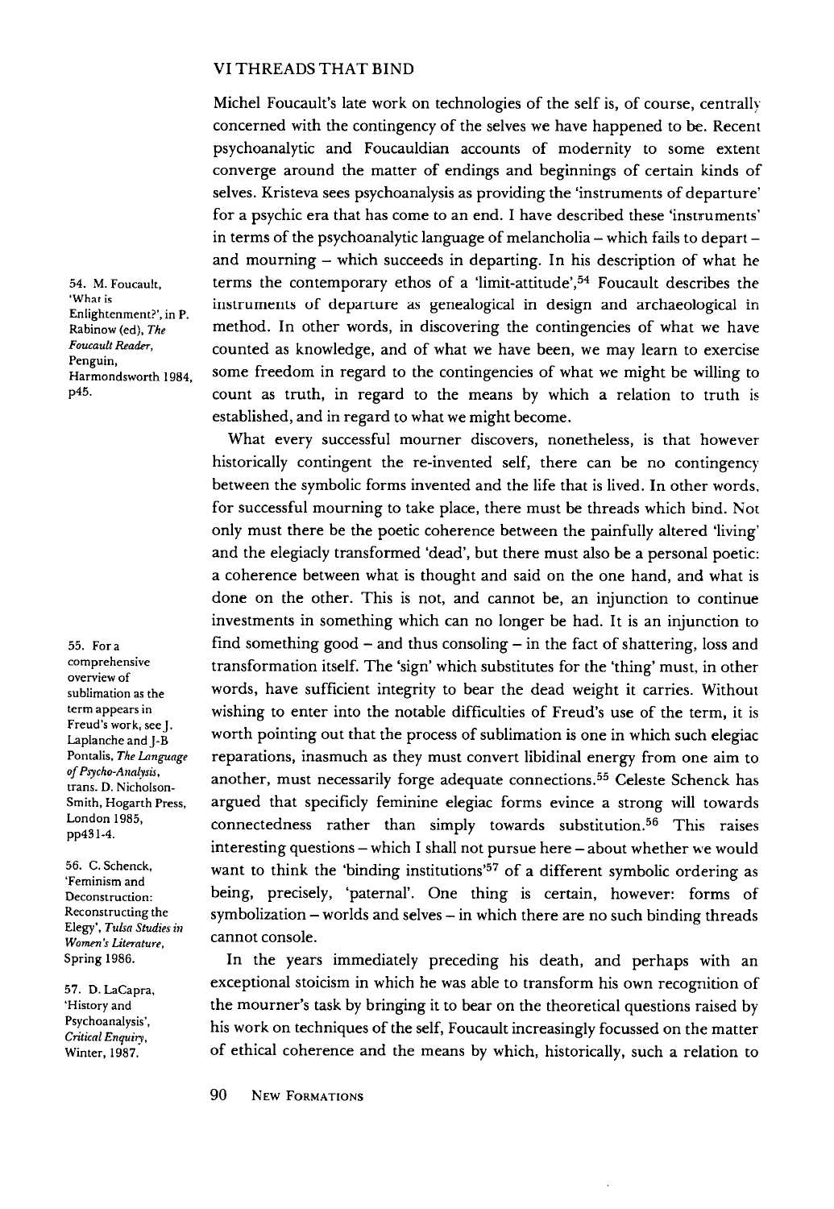## VI THREADS THAT BIND

Michel Foucault's late work on technologies of the self is, of course, centrally concerned with the contingency of the selves we have happened to be. Recent psychoanalytic and Foucauldian accounts of modernity to some extent converge around the matter of endings and beginnings of certain kinds of selves. Kristeva sees psychoanalysis as providing the 'instruments of departure' for a psychic era that has come to an end. I have described these 'instruments' in terms of the psychoanalytic language of melancholia – which fails to depart – and mourning – which succeeds in departing. In his description of what he terms the contemporary ethos of a 'limit-attitude',[54] Foucault describes the instruments of departure as genealogical in design and archaeological in method. In other words, in discovering the contingencies of what we have counted as knowledge, and of what we have been, we may learn to exercise some freedom in regard to the contingencies of what we might be willing to count as truth, in regard to the means by which a relation to truth is established, and in regard to what we might become.

What every successful mourner discovers, nonetheless, is that however historically contingent the re-invented self, there can be no contingency between the symbolic forms invented and the life that is lived. In other words, for successful mourning to take place, there must be threads which bind. Not only must there be the poetic coherence between the painfully altered 'living' and the elegiacly transformed 'dead', but there must also be a personal poetic: a coherence between what is thought and said on the one hand, and what is done on the other. This is not, and cannot be, an injunction to continue investments in something which can no longer be had. It is an injunction to find something good – and thus consoling – in the fact of shattering, loss and transformation itself. The 'sign' which substitutes for the 'thing' must, in other words, have sufficient integrity to bear the dead weight it carries. Without wishing to enter into the notable difficulties of Freud's use of the term, it is worth pointing out that the process of sublimation is one in which such elegiac reparations, inasmuch as they must convert libidinal energy from one aim to another, must necessarily forge adequate connections.[55] Celeste Schenck has argued that specificly feminine elegiac forms evince a strong will towards connectedness rather than simply towards substitution.[56] This raises interesting questions – which I shall not pursue here – about whether we would want to think the 'binding institutions'[57] of a different symbolic ordering as being, precisely, 'paternal'. One thing is certain, however: forms of symbolization – worlds and selves – in which there are no such binding threads cannot console.

In the years immediately preceding his death, and perhaps with an exceptional stoicism in which he was able to transform his own recognition of the mourner's task by bringing it to bear on the theoretical questions raised by his work on techniques of the self, Foucault increasingly focussed on the matter of ethical coherence and the means by which, historically, such a relation to

54. M. Foucault, 'What is Enlightenment?', in P. Rabinow (ed), *The Foucault Reader*, Penguin, Harmondsworth 1984, p45.

55. For a comprehensive overview of sublimation as the term appears in Freud's work, see J. Laplanche and J-B Pontalis, *The Language of Psycho-Analysis*, trans. D. Nicholson-Smith, Hogarth Press, London 1985, pp431-4.

56. C. Schenck, 'Feminism and Deconstruction: Reconstructing the Elegy', *Tulsa Studies in Women's Literature*, Spring 1986.

57. D. LaCapra, 'History and Psychoanalysis', *Critical Enquiry*, Winter, 1987.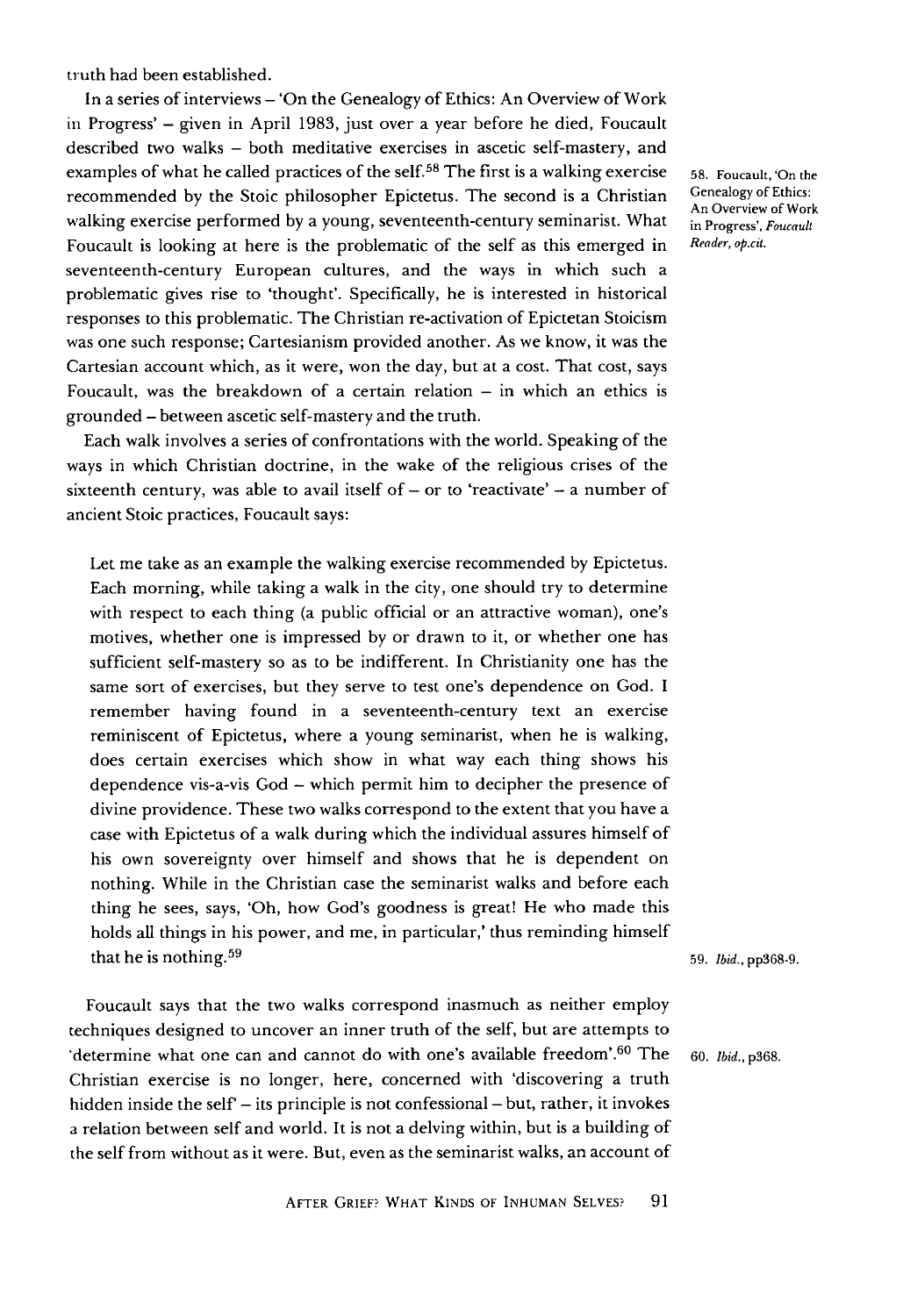truth had been established.

In a series of interviews – 'On the Genealogy of Ethics: An Overview of Work in Progress' – given in April 1983, just over a year before he died, Foucault described two walks – both meditative exercises in ascetic self-mastery, and examples of what he called practices of the self.[58] The first is a walking exercise recommended by the Stoic philosopher Epictetus. The second is a Christian walking exercise performed by a young, seventeenth-century seminarist. What Foucault is looking at here is the problematic of the self as this emerged in seventeenth-century European cultures, and the ways in which such a problematic gives rise to 'thought'. Specifically, he is interested in historical responses to this problematic. The Christian re-activation of Epictetan Stoicism was one such response; Cartesianism provided another. As we know, it was the Cartesian account which, as it were, won the day, but at a cost. That cost, says Foucault, was the breakdown of a certain relation – in which an ethics is grounded – between ascetic self-mastery and the truth.

Each walk involves a series of confrontations with the world. Speaking of the ways in which Christian doctrine, in the wake of the religious crises of the sixteenth century, was able to avail itself of – or to 'reactivate' – a number of ancient Stoic practices, Foucault says:

> Let me take as an example the walking exercise recommended by Epictetus. Each morning, while taking a walk in the city, one should try to determine with respect to each thing (a public official or an attractive woman), one's motives, whether one is impressed by or drawn to it, or whether one has sufficient self-mastery so as to be indifferent. In Christianity one has the same sort of exercises, but they serve to test one's dependence on God. I remember having found in a seventeenth-century text an exercise reminiscent of Epictetus, where a young seminarist, when he is walking, does certain exercises which show in what way each thing shows his dependence vis-a-vis God – which permit him to decipher the presence of divine providence. These two walks correspond to the extent that you have a case with Epictetus of a walk during which the individual assures himself of his own sovereignty over himself and shows that he is dependent on nothing. While in the Christian case the seminarist walks and before each thing he sees, says, 'Oh, how God's goodness is great! He who made this holds all things in his power, and me, in particular,' thus reminding himself that he is nothing.[59]

Foucault says that the two walks correspond inasmuch as neither employ techniques designed to uncover an inner truth of the self, but are attempts to 'determine what one can and cannot do with one's available freedom'.[60] The Christian exercise is no longer, here, concerned with 'discovering a truth hidden inside the self' – its principle is not confessional – but, rather, it invokes a relation between self and world. It is not a delving within, but is a building of the self from without as it were. But, even as the seminarist walks, an account of

58. Foucault, 'On the Genealogy of Ethics: An Overview of Work in Progress', *Foucault Reader*, *op.cit.*

59. *Ibid.*, pp368-9.

60. *Ibid.*, p368.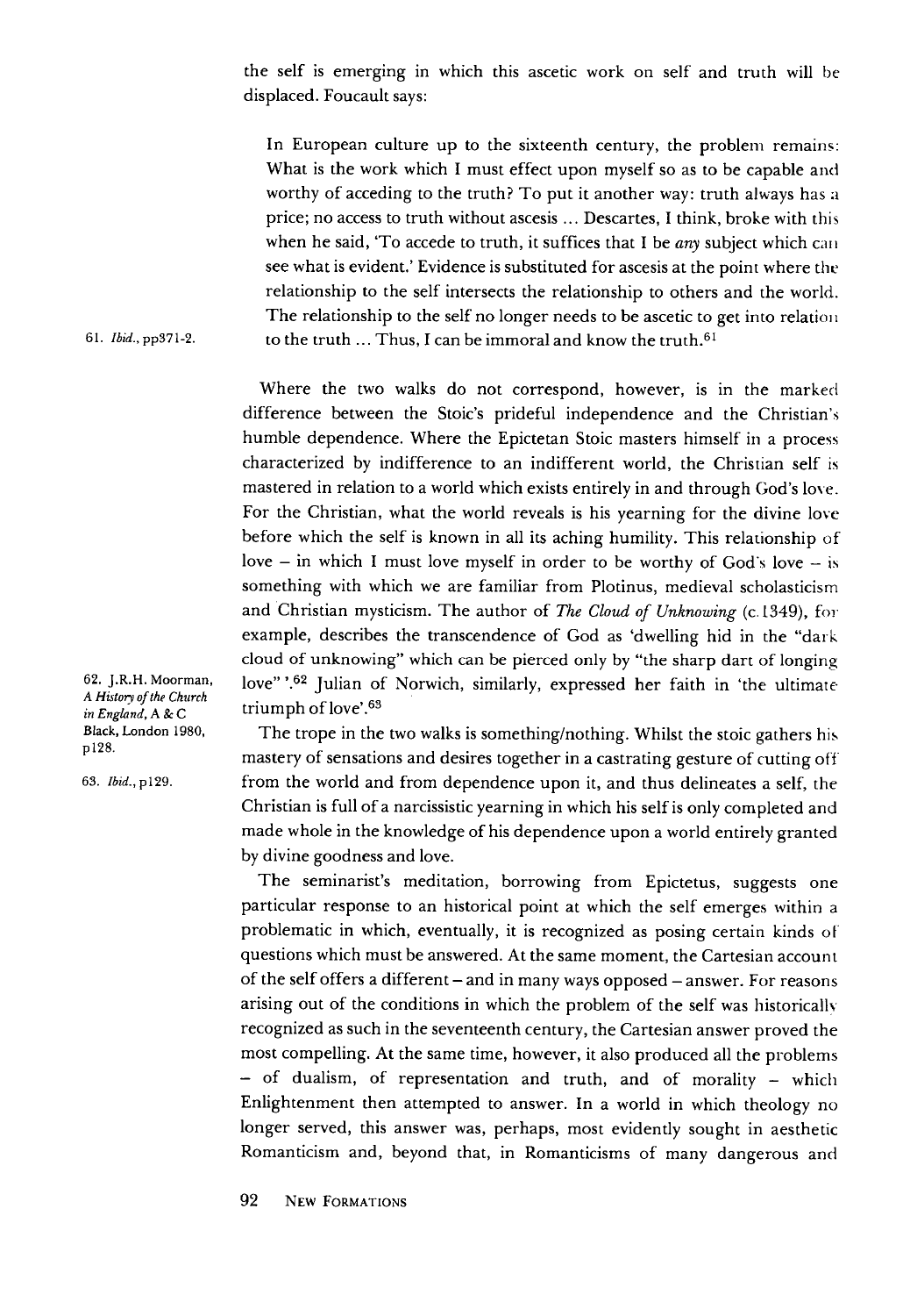the self is emerging in which this ascetic work on self and truth will be displaced. Foucault says:

> In European culture up to the sixteenth century, the problem remains: What is the work which I must effect upon myself so as to be capable and worthy of acceding to the truth? To put it another way: truth always has a price; no access to truth without ascesis ... Descartes, I think, broke with this when he said, 'To accede to truth, it suffices that I be *any* subject which can see what is evident.' Evidence is substituted for ascesis at the point where the relationship to the self intersects the relationship to others and the world. The relationship to the self no longer needs to be ascetic to get into relation to the truth ... Thus, I can be immoral and know the truth.[61]

61. *Ibid.*, pp371-2.

Where the two walks do not correspond, however, is in the marked difference between the Stoic's prideful independence and the Christian's humble dependence. Where the Epictetan Stoic masters himself in a process characterized by indifference to an indifferent world, the Christian self is mastered in relation to a world which exists entirely in and through God's love. For the Christian, what the world reveals is his yearning for the divine love before which the self is known in all its aching humility. This relationship of love – in which I must love myself in order to be worthy of God's love – is something with which we are familiar from Plotinus, medieval scholasticism and Christian mysticism. The author of *The Cloud of Unknowing* (c.1349), for example, describes the transcendence of God as 'dwelling hid in the "dark cloud of unknowing" which can be pierced only by "the sharp dart of longing love" '.[62] Julian of Norwich, similarly, expressed her faith in 'the ultimate triumph of love'.[63]

62. J.R.H. Moorman, *A History of the Church in England*, A & C Black, London 1980, p128.

63. *Ibid.*, p129.

The trope in the two walks is something/nothing. Whilst the stoic gathers his mastery of sensations and desires together in a castrating gesture of cutting off from the world and from dependence upon it, and thus delineates a self, the Christian is full of a narcissistic yearning in which his self is only completed and made whole in the knowledge of his dependence upon a world entirely granted by divine goodness and love.

The seminarist's meditation, borrowing from Epictetus, suggests one particular response to an historical point at which the self emerges within a problematic in which, eventually, it is recognized as posing certain kinds of questions which must be answered. At the same moment, the Cartesian account of the self offers a different – and in many ways opposed – answer. For reasons arising out of the conditions in which the problem of the self was historically recognized as such in the seventeenth century, the Cartesian answer proved the most compelling. At the same time, however, it also produced all the problems – of dualism, of representation and truth, and of morality – which Enlightenment then attempted to answer. In a world in which theology no longer served, this answer was, perhaps, most evidently sought in aesthetic Romanticism and, beyond that, in Romanticisms of many dangerous and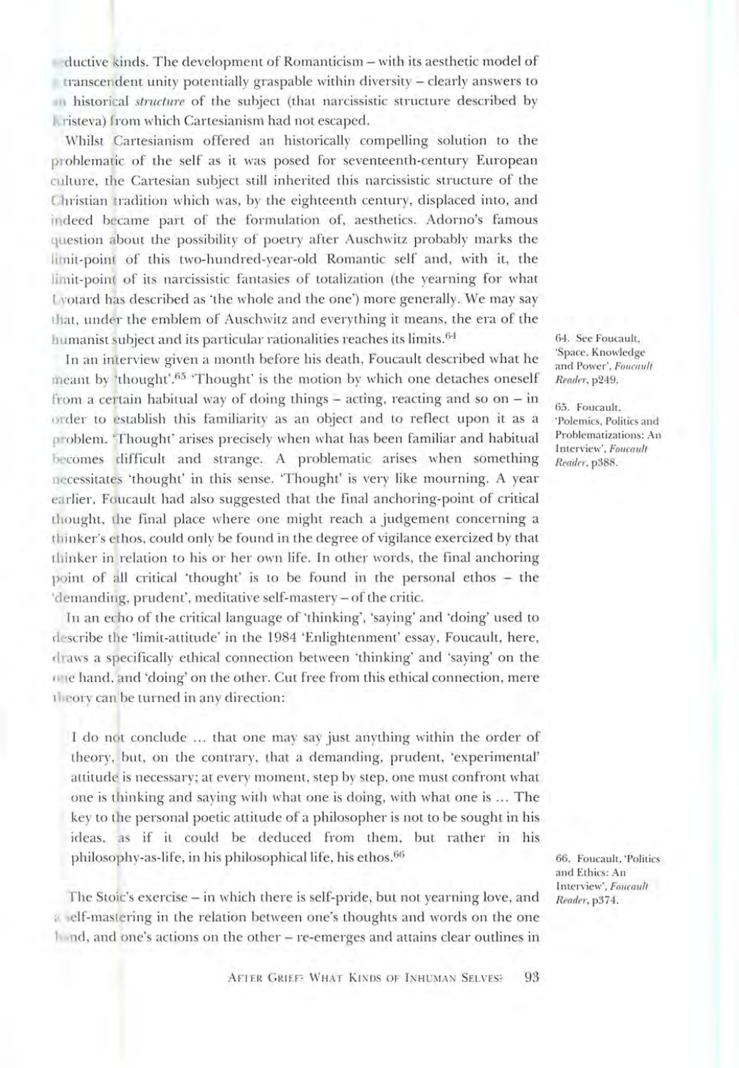-ductive kinds. The development of Romanticism – with its aesthetic model of transcendent unity potentially graspable within diversity – clearly answers to an historical *structure* of the subject (that narcissistic structure described by Kristeva) from which Cartesianism had not escaped.

Whilst Cartesianism offered an historically compelling solution to the problematic of the self as it was posed for seventeenth-century European culture, the Cartesian subject still inherited this narcissistic structure of the Christian tradition which was, by the eighteenth century, displaced into, and indeed became part of the formulation of, aesthetics. Adorno's famous question about the possibility of poetry after Auschwitz probably marks the limit-point of this two-hundred-year-old Romantic self and, with it, the limit-point of its narcissistic fantasies of totalization (the yearning for what Lyotard has described as 'the whole and the one') more generally. We may say that, under the emblem of Auschwitz and everything it means, the era of the humanist subject and its particular rationalities reaches its limits.[64]

In an interview given a month before his death, Foucault described what he meant by 'thought'.[65] 'Thought' is the motion by which one detaches oneself from a certain habitual way of doing things – acting, reacting and so on – in order to establish this familiarity as an object and to reflect upon it as a problem. 'Thought' arises precisely when what has been familiar and habitual becomes difficult and strange. A problematic arises when something necessitates 'thought' in this sense. 'Thought' is very like mourning. A year earlier, Foucault had also suggested that the final anchoring-point of critical thought, the final place where one might reach a judgement concerning a thinker's ethos, could only be found in the degree of vigilance exercized by that thinker in relation to his or her own life. In other words, the final anchoring point of all critical 'thought' is to be found in the personal ethos – the 'demanding, prudent', meditative self-mastery – of the critic.

In an echo of the critical language of 'thinking', 'saying' and 'doing' used to describe the 'limit-attitude' in the 1984 'Enlightenment' essay, Foucault, here, draws a specifically ethical connection between 'thinking' and 'saying' on the one hand, and 'doing' on the other. Cut free from this ethical connection, mere theory can be turned in any direction:

> I do not conclude ... that one may say just anything within the order of theory, but, on the contrary, that a demanding, prudent, 'experimental' attitude is necessary; at every moment, step by step, one must confront what one is thinking and saying with what one is doing, with what one is ... The key to the personal poetic attitude of a philosopher is not to be sought in his ideas, as if it could be deduced from them, but rather in his philosophy-as-life, in his philosophical life, his ethos.[66]

The Stoic's exercise – in which there is self-pride, but not yearning love, and a self-mastering in the relation between one's thoughts and words on the one hand, and one's actions on the other – re-emerges and attains clear outlines in

64. See Foucault, 'Space, Knowledge and Power', *Foucault Reader*, p249.

65. Foucault, 'Polemics, Politics and Problematizations: An Interview', *Foucault Reader*, p388.

66. Foucault, 'Politics and Ethics: An Interview', *Foucault Reader*, p374.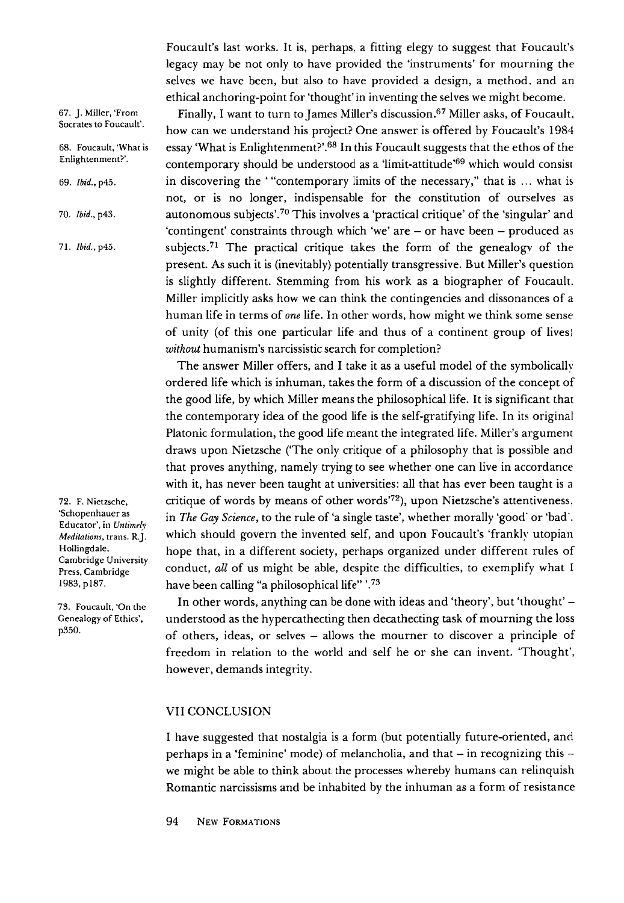Foucault's last works. It is, perhaps, a fitting elegy to suggest that Foucault's legacy may be not only to have provided the 'instruments' for mourning the selves we have been, but also to have provided a design, a method, and an ethical anchoring-point for 'thought' in inventing the selves we might become.

Finally, I want to turn to James Miller's discussion.[67] Miller asks, of Foucault, how can we understand his project? One answer is offered by Foucault's 1984 essay 'What is Enlightenment?'.[68] In this Foucault suggests that the ethos of the contemporary should be understood as a 'limit-attitude'[69] which would consist in discovering the ' "contemporary limits of the necessary," that is ... what is not, or is no longer, indispensable for the constitution of ourselves as autonomous subjects'.[70] This involves a 'practical critique' of the 'singular' and 'contingent' constraints through which 'we' are – or have been – produced as subjects.[71] The practical critique takes the form of the genealogy of the present. As such it is (inevitably) potentially transgressive. But Miller's question is slightly different. Stemming from his work as a biographer of Foucault, Miller implicitly asks how we can think the contingencies and dissonances of a human life in terms of *one* life. In other words, how might we think some sense of unity (of this one particular life and thus of a continent group of lives) *without* humanism's narcissistic search for completion?

The answer Miller offers, and I take it as a useful model of the symbolically ordered life which is inhuman, takes the form of a discussion of the concept of the good life, by which Miller means the philosophical life. It is significant that the contemporary idea of the good life is the self-gratifying life. In its original Platonic formulation, the good life meant the integrated life. Miller's argument draws upon Nietzsche ('The only critique of a philosophy that is possible and that proves anything, namely trying to see whether one can live in accordance with it, has never been taught at universities: all that has ever been taught is a critique of words by means of other words'[72]), upon Nietzsche's attentiveness, in *The Gay Science*, to the rule of 'a single taste', whether morally 'good' or 'bad', which should govern the invented self, and upon Foucault's 'frankly utopian hope that, in a different society, perhaps organized under different rules of conduct, *all* of us might be able, despite the difficulties, to exemplify what I have been calling "a philosophical life" '.[73]

In other words, anything can be done with ideas and 'theory', but 'thought' – understood as the hypercathecting then decathecting task of mourning the loss of others, ideas, or selves – allows the mourner to discover a principle of freedom in relation to the world and self he or she can invent. 'Thought', however, demands integrity.

## VII CONCLUSION

I have suggested that nostalgia is a form (but potentially future-oriented, and perhaps in a 'feminine' mode) of melancholia, and that – in recognizing this – we might be able to think about the processes whereby humans can relinquish Romantic narcissisms and be inhabited by the inhuman as a form of resistance

---

67. J. Miller, 'From Socrates to Foucault'.

68. Foucault, 'What is Enlightenment?'.

69. *Ibid.*, p45.

70. *Ibid.*, p43.

71. *Ibid.*, p45.

72. F. Nietzsche, 'Schopenhauer as Educator', in *Untimely Meditations*, trans. R.J. Hollingdale, Cambridge University Press, Cambridge 1983, p187.

73. Foucault, 'On the Genealogy of Ethics', p350.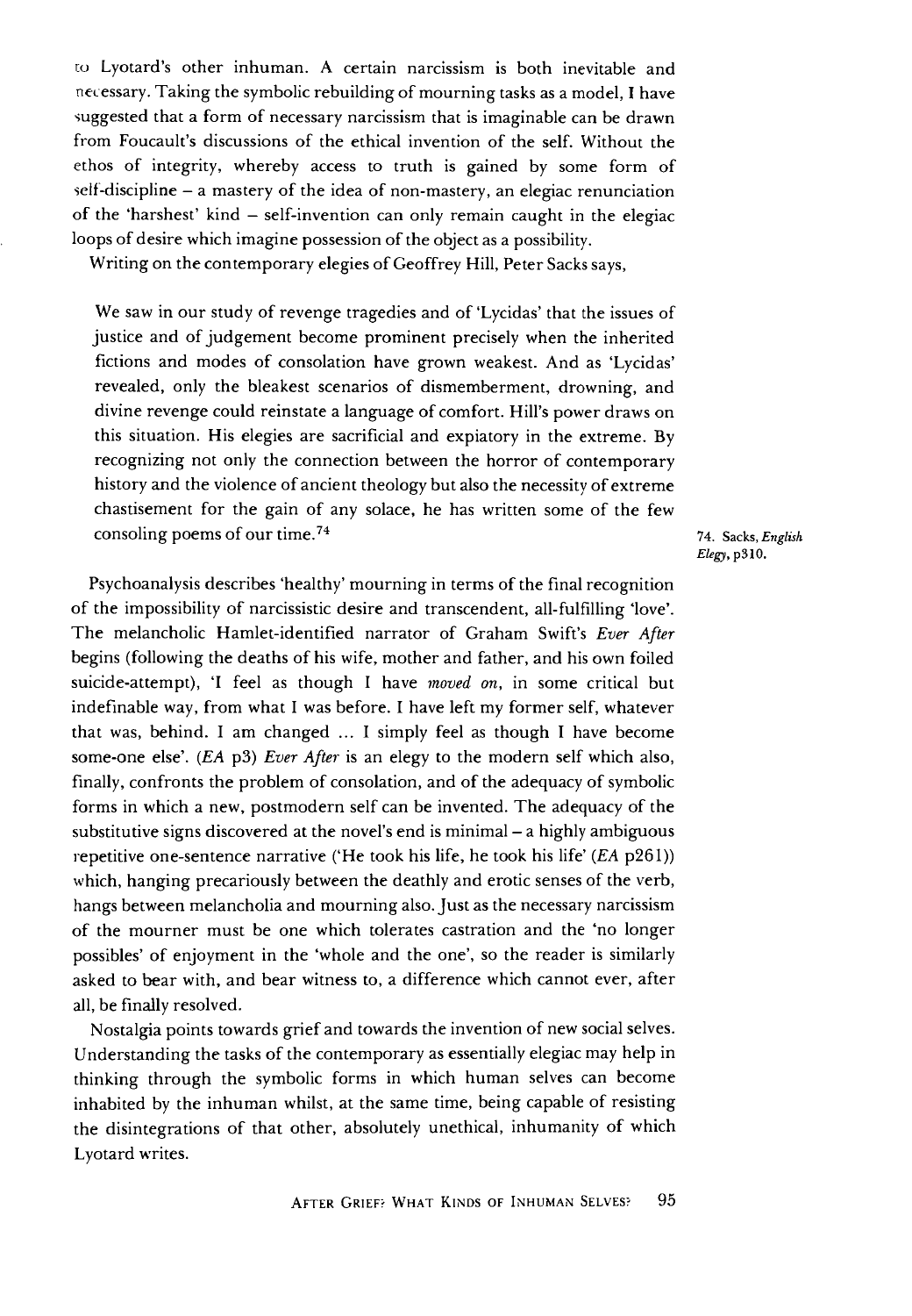to Lyotard's other inhuman. A certain narcissism is both inevitable and necessary. Taking the symbolic rebuilding of mourning tasks as a model, I have suggested that a form of necessary narcissism that is imaginable can be drawn from Foucault's discussions of the ethical invention of the self. Without the ethos of integrity, whereby access to truth is gained by some form of self-discipline – a mastery of the idea of non-mastery, an elegiac renunciation of the 'harshest' kind – self-invention can only remain caught in the elegiac loops of desire which imagine possession of the object as a possibility.

Writing on the contemporary elegies of Geoffrey Hill, Peter Sacks says,

> We saw in our study of revenge tragedies and of 'Lycidas' that the issues of justice and of judgement become prominent precisely when the inherited fictions and modes of consolation have grown weakest. And as 'Lycidas' revealed, only the bleakest scenarios of dismemberment, drowning, and divine revenge could reinstate a language of comfort. Hill's power draws on this situation. His elegies are sacrificial and expiatory in the extreme. By recognizing not only the connection between the horror of contemporary history and the violence of ancient theology but also the necessity of extreme chastisement for the gain of any solace, he has written some of the few consoling poems of our time.[74]

74. Sacks, *English Elegy*, p310.

Psychoanalysis describes 'healthy' mourning in terms of the final recognition of the impossibility of narcissistic desire and transcendent, all-fulfilling 'love'. The melancholic Hamlet-identified narrator of Graham Swift's *Ever After* begins (following the deaths of his wife, mother and father, and his own foiled suicide-attempt), 'I feel as though I have *moved on*, in some critical but indefinable way, from what I was before. I have left my former self, whatever that was, behind. I am changed ... I simply feel as though I have become some-one else'. (*EA* p3) *Ever After* is an elegy to the modern self which also, finally, confronts the problem of consolation, and of the adequacy of symbolic forms in which a new, postmodern self can be invented. The adequacy of the substitutive signs discovered at the novel's end is minimal – a highly ambiguous repetitive one-sentence narrative ('He took his life, he took his life' (*EA* p261)) which, hanging precariously between the deathly and erotic senses of the verb, hangs between melancholia and mourning also. Just as the necessary narcissism of the mourner must be one which tolerates castration and the 'no longer possibles' of enjoyment in the 'whole and the one', so the reader is similarly asked to bear with, and bear witness to, a difference which cannot ever, after all, be finally resolved.

Nostalgia points towards grief and towards the invention of new social selves. Understanding the tasks of the contemporary as essentially elegiac may help in thinking through the symbolic forms in which human selves can become inhabited by the inhuman whilst, at the same time, being capable of resisting the disintegrations of that other, absolutely unethical, inhumanity of which Lyotard writes.